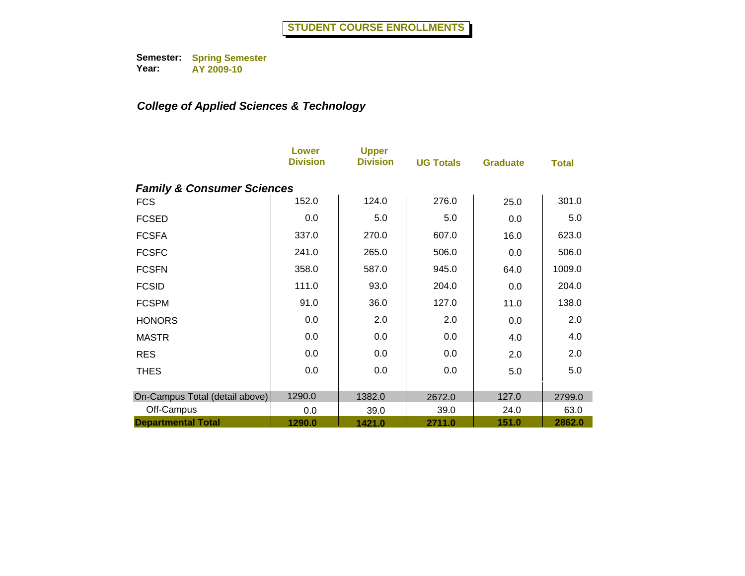# STUDENT COURSE ENROLLMENTS

**Semester:** Spring Semester
**Year:** AY 2009-10

## *College of Applied Sciences & Technology*

| | Lower Division | Upper Division | UG Totals | Graduate | Total |
|---|---|---|---|---|---|
| ***Family & Consumer Sciences*** | | | | | |
| FCS | 152.0 | 124.0 | 276.0 | 25.0 | 301.0 |
| FCSED | 0.0 | 5.0 | 5.0 | 0.0 | 5.0 |
| FCSFA | 337.0 | 270.0 | 607.0 | 16.0 | 623.0 |
| FCSFC | 241.0 | 265.0 | 506.0 | 0.0 | 506.0 |
| FCSFN | 358.0 | 587.0 | 945.0 | 64.0 | 1009.0 |
| FCSID | 111.0 | 93.0 | 204.0 | 0.0 | 204.0 |
| FCSPM | 91.0 | 36.0 | 127.0 | 11.0 | 138.0 |
| HONORS | 0.0 | 2.0 | 2.0 | 0.0 | 2.0 |
| MASTR | 0.0 | 0.0 | 0.0 | 4.0 | 4.0 |
| RES | 0.0 | 0.0 | 0.0 | 2.0 | 2.0 |
| THES | 0.0 | 0.0 | 0.0 | 5.0 | 5.0 |
| On-Campus Total (detail above) | 1290.0 | 1382.0 | 2672.0 | 127.0 | 2799.0 |
| Off-Campus | 0.0 | 39.0 | 39.0 | 24.0 | 63.0 |
| **Departmental Total** | **1290.0** | **1421.0** | **2711.0** | **151.0** | **2862.0** |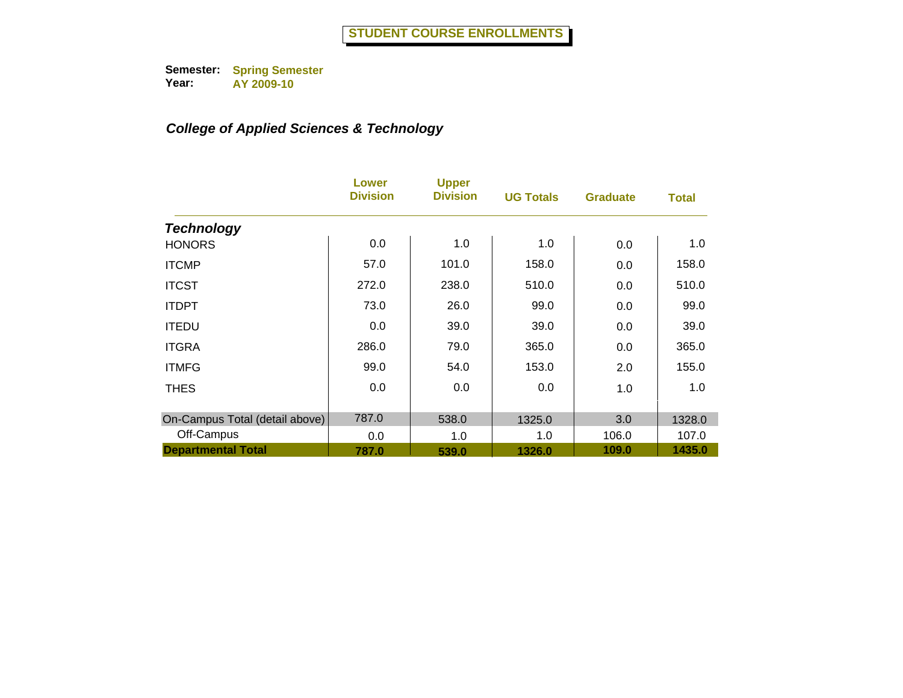# STUDENT COURSE ENROLLMENTS

**Semester:** Spring Semester
**Year:** AY 2009-10

***College of Applied Sciences & Technology***

| | Lower Division | Upper Division | UG Totals | Graduate | Total |
|---|---|---|---|---|---|
| ***Technology*** | | | | | |
| HONORS | 0.0 | 1.0 | 1.0 | 0.0 | 1.0 |
| ITCMP | 57.0 | 101.0 | 158.0 | 0.0 | 158.0 |
| ITCST | 272.0 | 238.0 | 510.0 | 0.0 | 510.0 |
| ITDPT | 73.0 | 26.0 | 99.0 | 0.0 | 99.0 |
| ITEDU | 0.0 | 39.0 | 39.0 | 0.0 | 39.0 |
| ITGRA | 286.0 | 79.0 | 365.0 | 0.0 | 365.0 |
| ITMFG | 99.0 | 54.0 | 153.0 | 2.0 | 155.0 |
| THES | 0.0 | 0.0 | 0.0 | 1.0 | 1.0 |
| On-Campus Total (detail above) | 787.0 | 538.0 | 1325.0 | 3.0 | 1328.0 |
| Off-Campus | 0.0 | 1.0 | 1.0 | 106.0 | 107.0 |
| **Departmental Total** | **787.0** | **539.0** | **1326.0** | **109.0** | **1435.0** |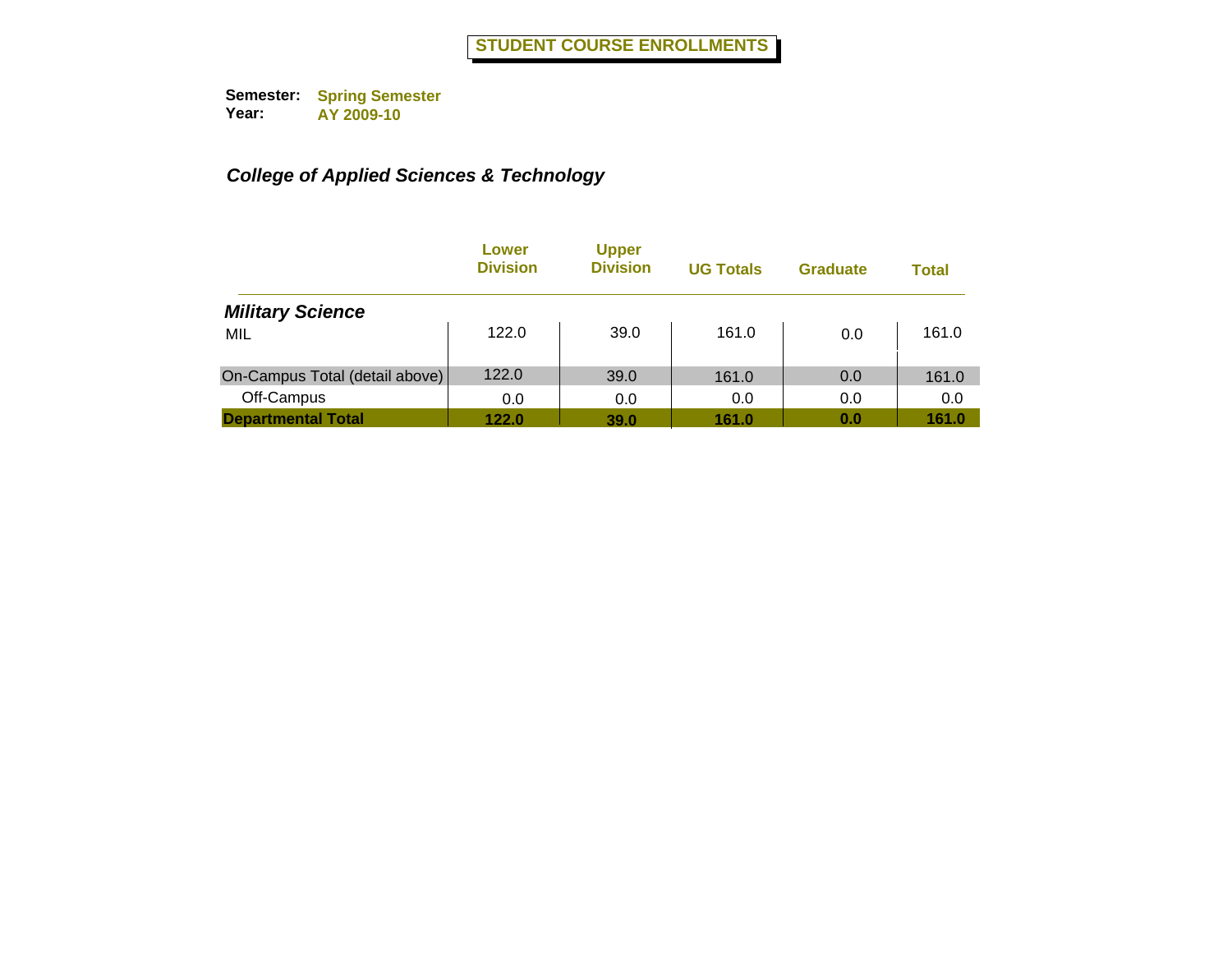# STUDENT COURSE ENROLLMENTS

**Semester:** **Spring Semester**
**Year:** **AY 2009-10**

### *College of Applied Sciences & Technology*

| | Lower Division | Upper Division | UG Totals | Graduate | Total |
|---|---|---|---|---|---|
| ***Military Science*** | | | | | |
| MIL | 122.0 | 39.0 | 161.0 | 0.0 | 161.0 |
| On-Campus Total (detail above) | 122.0 | 39.0 | 161.0 | 0.0 | 161.0 |
| Off-Campus | 0.0 | 0.0 | 0.0 | 0.0 | 0.0 |
| **Departmental Total** | **122.0** | **39.0** | **161.0** | **0.0** | **161.0** |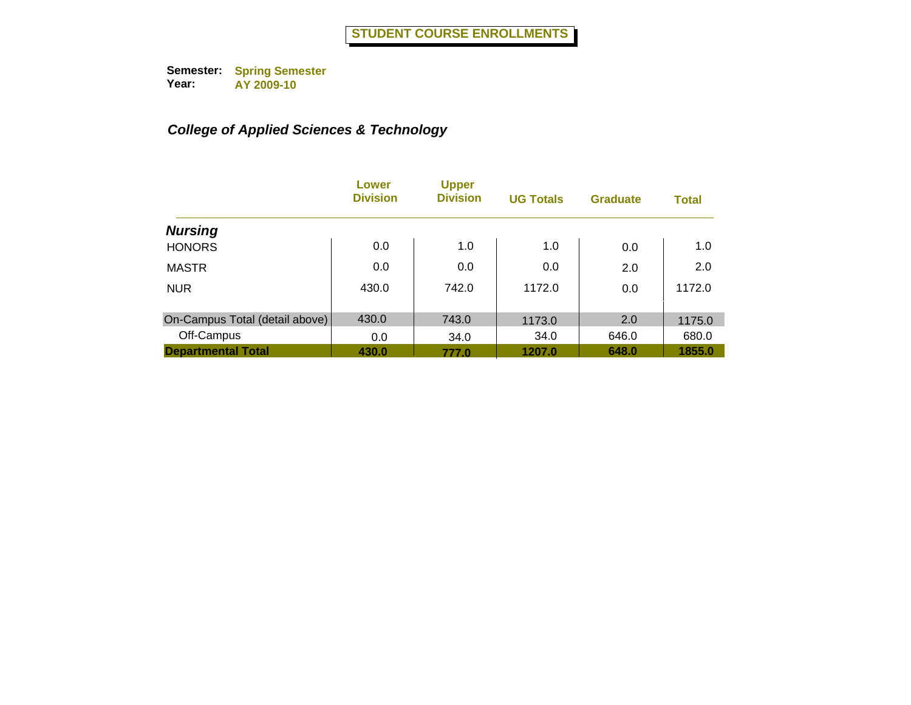# STUDENT COURSE ENROLLMENTS

**Semester:** Spring Semester
**Year:** AY 2009-10

***College of Applied Sciences & Technology***

| | Lower Division | Upper Division | UG Totals | Graduate | Total |
|---|---|---|---|---|---|
| ***Nursing*** | | | | | |
| HONORS | 0.0 | 1.0 | 1.0 | 0.0 | 1.0 |
| MASTR | 0.0 | 0.0 | 0.0 | 2.0 | 2.0 |
| NUR | 430.0 | 742.0 | 1172.0 | 0.0 | 1172.0 |
| On-Campus Total (detail above) | 430.0 | 743.0 | 1173.0 | 2.0 | 1175.0 |
| Off-Campus | 0.0 | 34.0 | 34.0 | 646.0 | 680.0 |
| **Departmental Total** | **430.0** | **777.0** | **1207.0** | **648.0** | **1855.0** |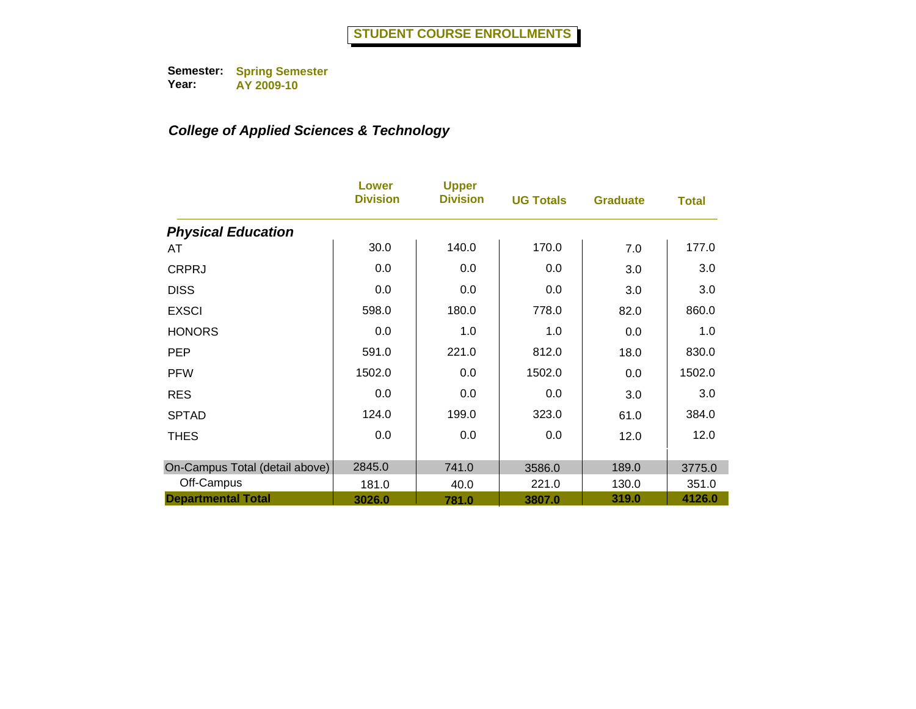# STUDENT COURSE ENROLLMENTS

**Semester:** Spring Semester
**Year:** AY 2009-10

***College of Applied Sciences & Technology***

| | Lower Division | Upper Division | UG Totals | Graduate | Total |
|---|---|---|---|---|---|
| ***Physical Education*** | | | | | |
| AT | 30.0 | 140.0 | 170.0 | 7.0 | 177.0 |
| CRPRJ | 0.0 | 0.0 | 0.0 | 3.0 | 3.0 |
| DISS | 0.0 | 0.0 | 0.0 | 3.0 | 3.0 |
| EXSCI | 598.0 | 180.0 | 778.0 | 82.0 | 860.0 |
| HONORS | 0.0 | 1.0 | 1.0 | 0.0 | 1.0 |
| PEP | 591.0 | 221.0 | 812.0 | 18.0 | 830.0 |
| PFW | 1502.0 | 0.0 | 1502.0 | 0.0 | 1502.0 |
| RES | 0.0 | 0.0 | 0.0 | 3.0 | 3.0 |
| SPTAD | 124.0 | 199.0 | 323.0 | 61.0 | 384.0 |
| THES | 0.0 | 0.0 | 0.0 | 12.0 | 12.0 |
| On-Campus Total (detail above) | 2845.0 | 741.0 | 3586.0 | 189.0 | 3775.0 |
| Off-Campus | 181.0 | 40.0 | 221.0 | 130.0 | 351.0 |
| **Departmental Total** | **3026.0** | **781.0** | **3807.0** | **319.0** | **4126.0** |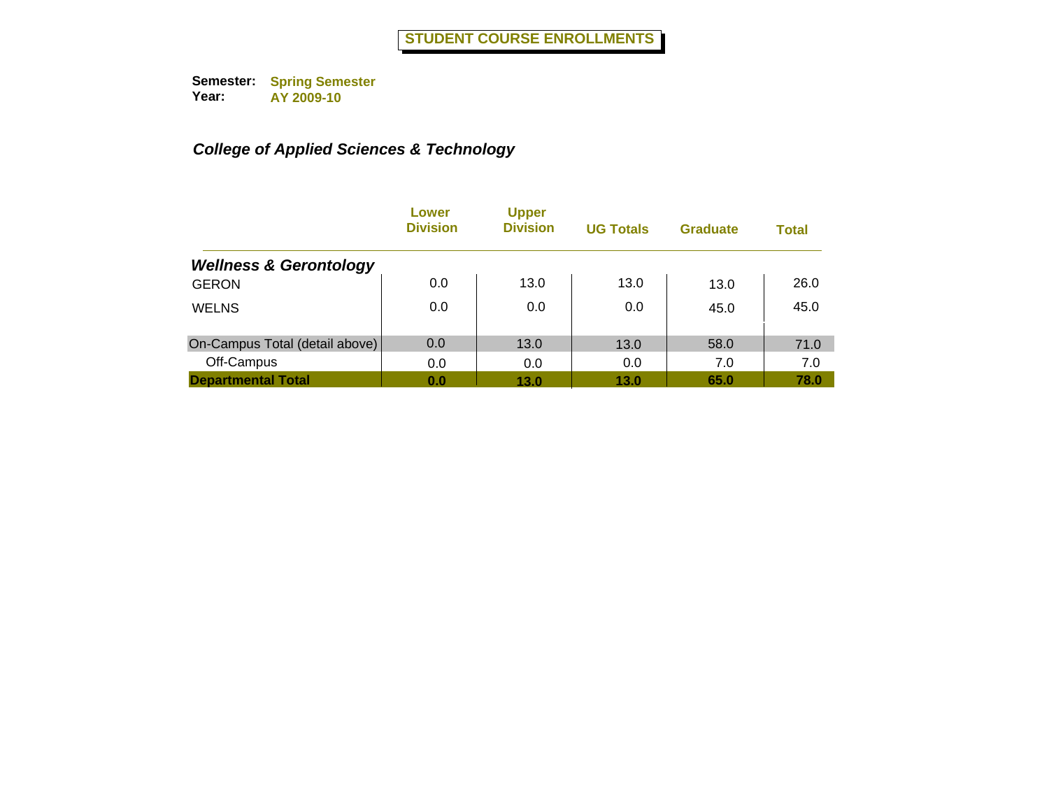# STUDENT COURSE ENROLLMENTS

**Semester:** Spring Semester
**Year:** AY 2009-10

***College of Applied Sciences & Technology***

| | Lower Division | Upper Division | UG Totals | Graduate | Total |
|---|---|---|---|---|---|
| ***Wellness & Gerontology*** | | | | | |
| GERON | 0.0 | 13.0 | 13.0 | 13.0 | 26.0 |
| WELNS | 0.0 | 0.0 | 0.0 | 45.0 | 45.0 |
| On-Campus Total (detail above) | 0.0 | 13.0 | 13.0 | 58.0 | 71.0 |
| Off-Campus | 0.0 | 0.0 | 0.0 | 7.0 | 7.0 |
| **Departmental Total** | **0.0** | **13.0** | **13.0** | **65.0** | **78.0** |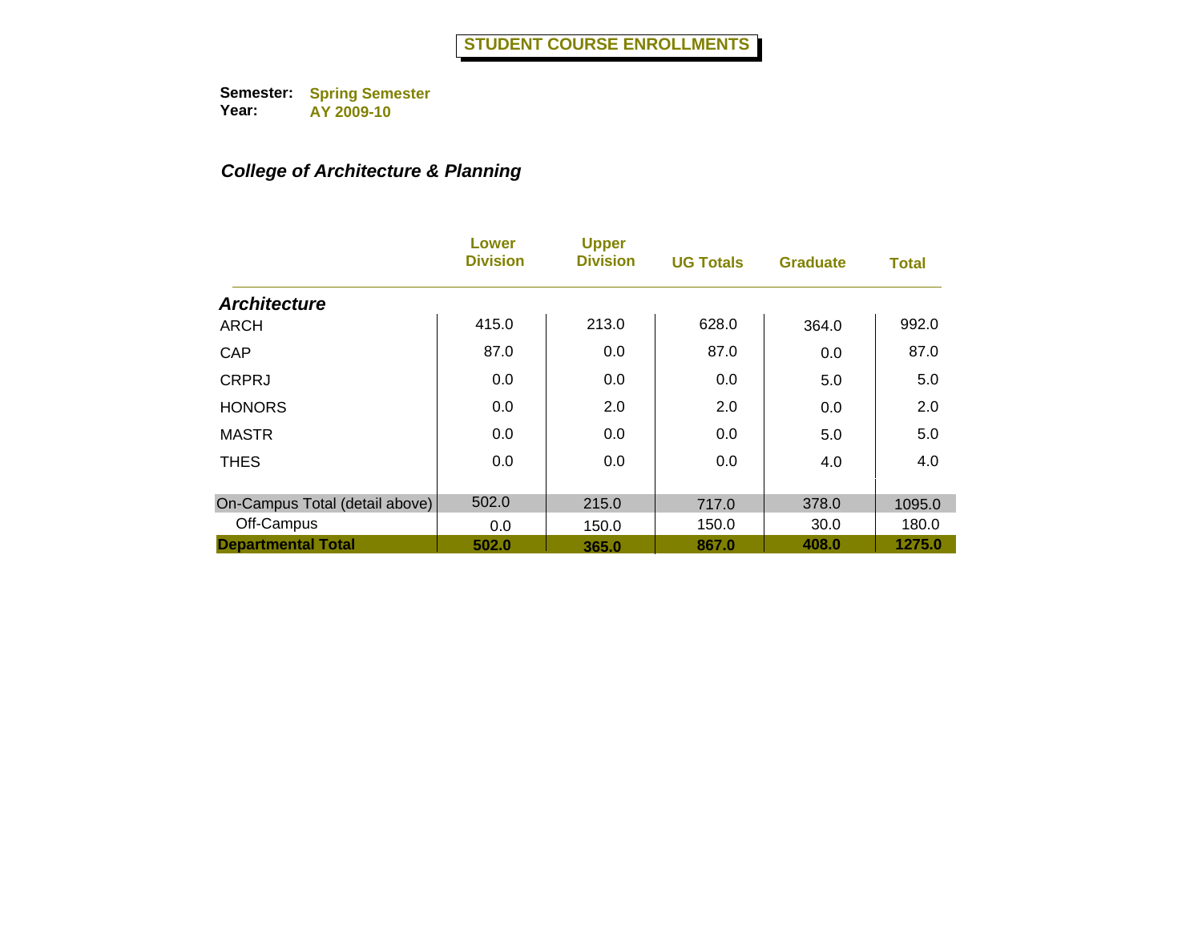# STUDENT COURSE ENROLLMENTS

**Semester:** Spring Semester
**Year:** AY 2009-10

### *College of Architecture & Planning*

| | Lower Division | Upper Division | UG Totals | Graduate | Total |
|---|---|---|---|---|---|
| ***Architecture*** | | | | | |
| ARCH | 415.0 | 213.0 | 628.0 | 364.0 | 992.0 |
| CAP | 87.0 | 0.0 | 87.0 | 0.0 | 87.0 |
| CRPRJ | 0.0 | 0.0 | 0.0 | 5.0 | 5.0 |
| HONORS | 0.0 | 2.0 | 2.0 | 0.0 | 2.0 |
| MASTR | 0.0 | 0.0 | 0.0 | 5.0 | 5.0 |
| THES | 0.0 | 0.0 | 0.0 | 4.0 | 4.0 |
| On-Campus Total (detail above) | 502.0 | 215.0 | 717.0 | 378.0 | 1095.0 |
| Off-Campus | 0.0 | 150.0 | 150.0 | 30.0 | 180.0 |
| **Departmental Total** | **502.0** | **365.0** | **867.0** | **408.0** | **1275.0** |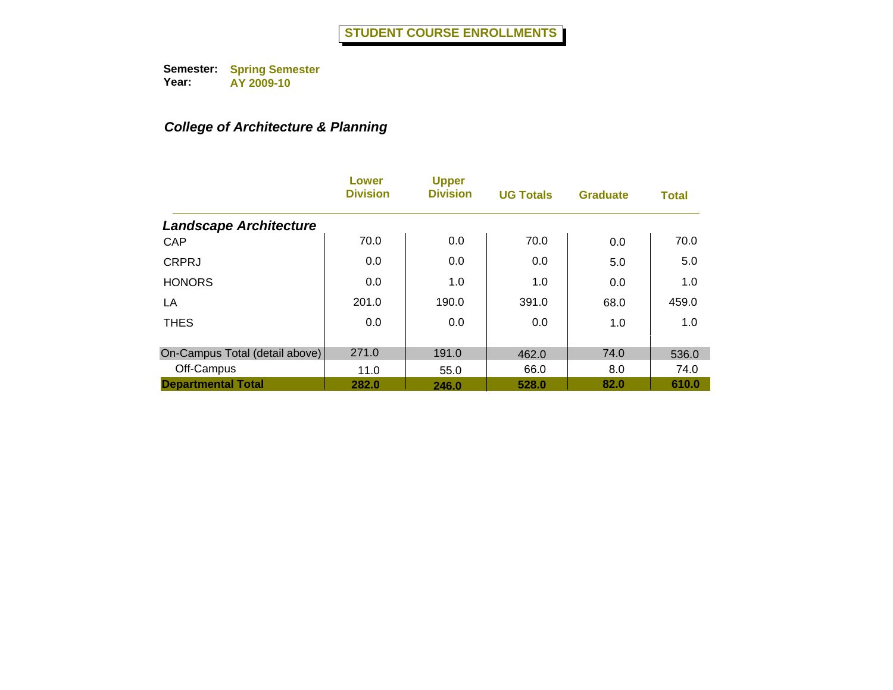# STUDENT COURSE ENROLLMENTS

**Semester:** Spring Semester
**Year:** AY 2009-10

## *College of Architecture & Planning*

| | Lower Division | Upper Division | UG Totals | Graduate | Total |
|---|---|---|---|---|---|
| ***Landscape Architecture*** | | | | | |
| CAP | 70.0 | 0.0 | 70.0 | 0.0 | 70.0 |
| CRPRJ | 0.0 | 0.0 | 0.0 | 5.0 | 5.0 |
| HONORS | 0.0 | 1.0 | 1.0 | 0.0 | 1.0 |
| LA | 201.0 | 190.0 | 391.0 | 68.0 | 459.0 |
| THES | 0.0 | 0.0 | 0.0 | 1.0 | 1.0 |
| On-Campus Total (detail above) | 271.0 | 191.0 | 462.0 | 74.0 | 536.0 |
| Off-Campus | 11.0 | 55.0 | 66.0 | 8.0 | 74.0 |
| **Departmental Total** | **282.0** | **246.0** | **528.0** | **82.0** | **610.0** |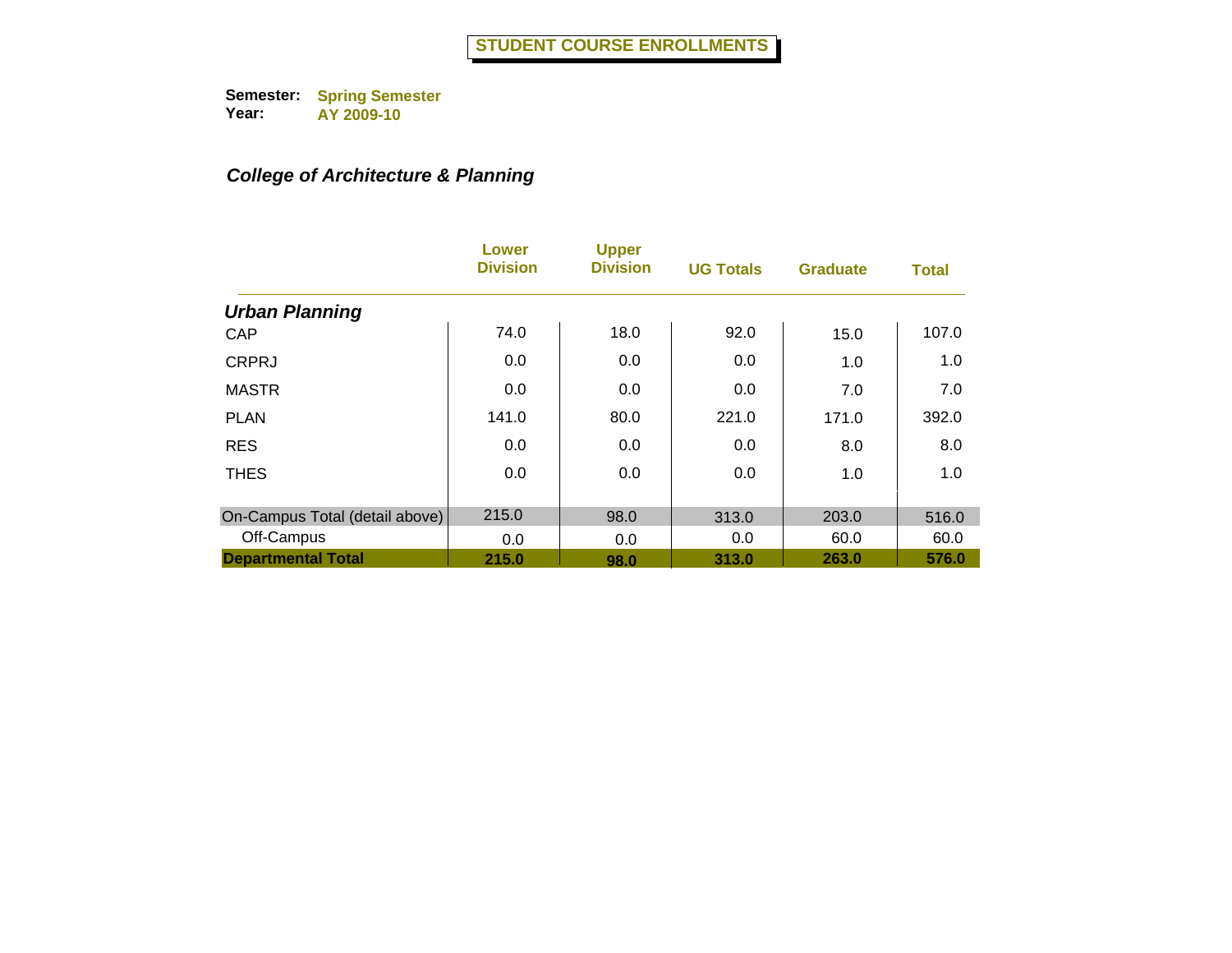# STUDENT COURSE ENROLLMENTS

**Semester:** Spring Semester
**Year:** AY 2009-10

## *College of Architecture & Planning*

| | Lower Division | Upper Division | UG Totals | Graduate | Total |
|---|---|---|---|---|---|
| ***Urban Planning*** | | | | | |
| CAP | 74.0 | 18.0 | 92.0 | 15.0 | 107.0 |
| CRPRJ | 0.0 | 0.0 | 0.0 | 1.0 | 1.0 |
| MASTR | 0.0 | 0.0 | 0.0 | 7.0 | 7.0 |
| PLAN | 141.0 | 80.0 | 221.0 | 171.0 | 392.0 |
| RES | 0.0 | 0.0 | 0.0 | 8.0 | 8.0 |
| THES | 0.0 | 0.0 | 0.0 | 1.0 | 1.0 |
| On-Campus Total (detail above) | 215.0 | 98.0 | 313.0 | 203.0 | 516.0 |
| Off-Campus | 0.0 | 0.0 | 0.0 | 60.0 | 60.0 |
| **Departmental Total** | **215.0** | **98.0** | **313.0** | **263.0** | **576.0** |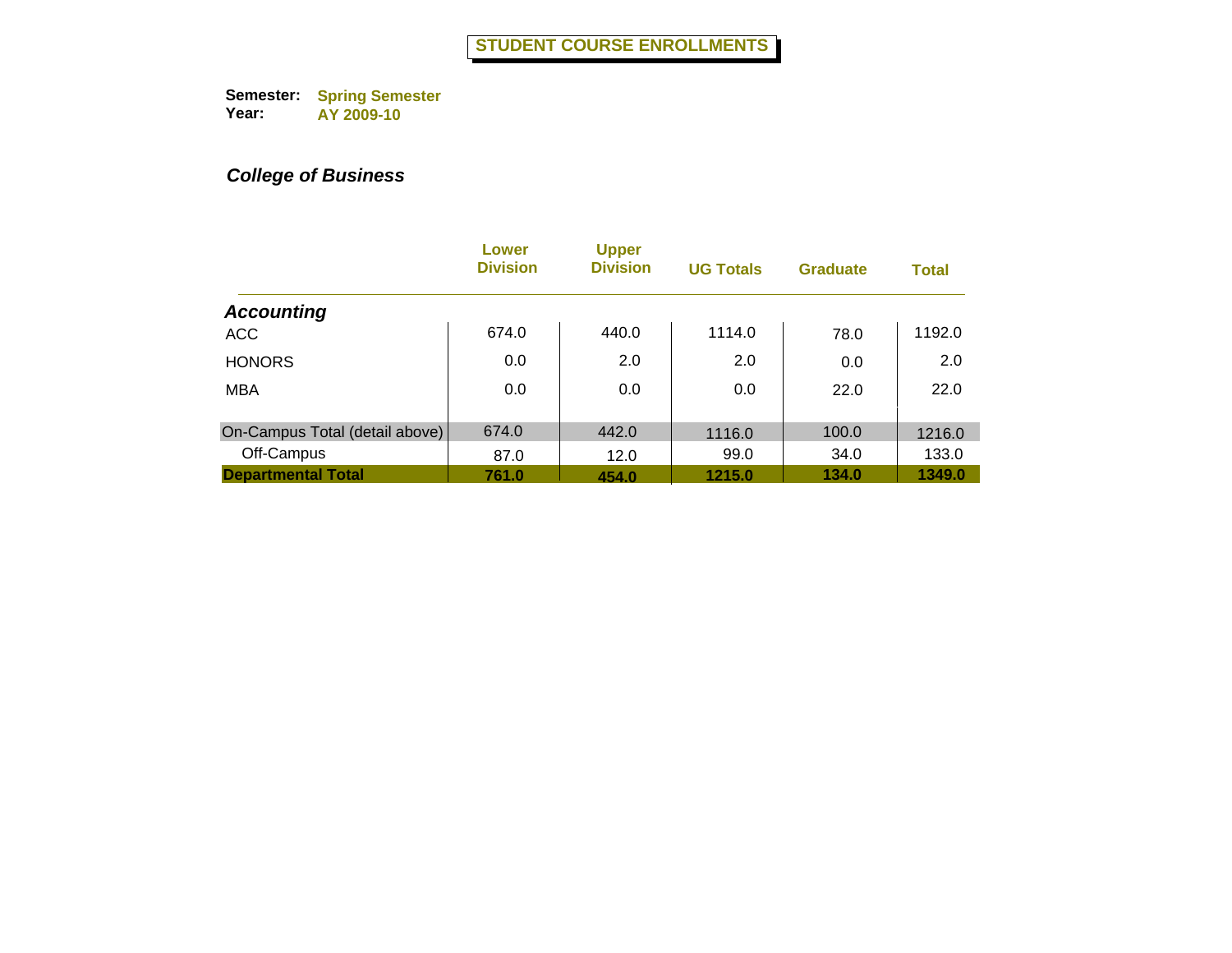# STUDENT COURSE ENROLLMENTS

**Semester:** Spring Semester
**Year:** AY 2009-10

***College of Business***

| | Lower Division | Upper Division | UG Totals | Graduate | Total |
|---|---|---|---|---|---|
| ***Accounting*** | | | | | |
| ACC | 674.0 | 440.0 | 1114.0 | 78.0 | 1192.0 |
| HONORS | 0.0 | 2.0 | 2.0 | 0.0 | 2.0 |
| MBA | 0.0 | 0.0 | 0.0 | 22.0 | 22.0 |
| On-Campus Total (detail above) | 674.0 | 442.0 | 1116.0 | 100.0 | 1216.0 |
| Off-Campus | 87.0 | 12.0 | 99.0 | 34.0 | 133.0 |
| **Departmental Total** | **761.0** | **454.0** | **1215.0** | **134.0** | **1349.0** |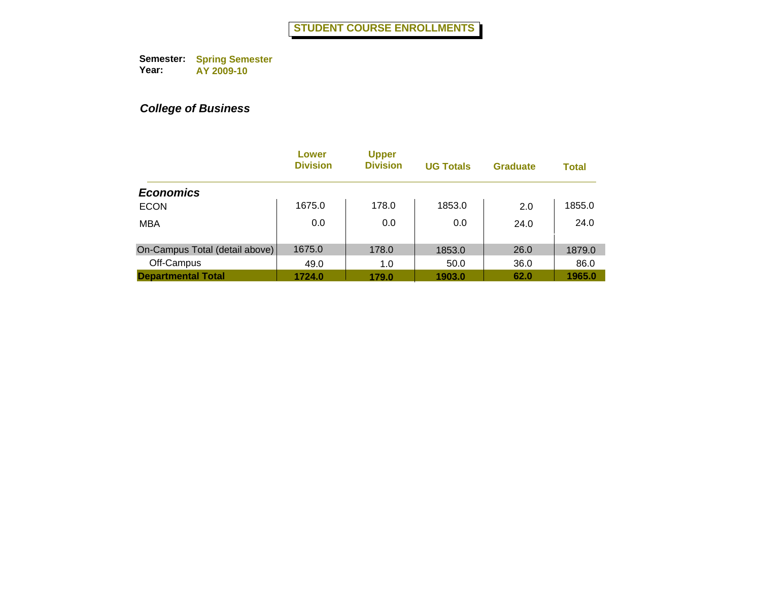# STUDENT COURSE ENROLLMENTS

**Semester:** Spring Semester
**Year:** AY 2009-10

***College of Business***

| | Lower Division | Upper Division | UG Totals | Graduate | Total |
|---|---|---|---|---|---|
| ***Economics*** | | | | | |
| ECON | 1675.0 | 178.0 | 1853.0 | 2.0 | 1855.0 |
| MBA | 0.0 | 0.0 | 0.0 | 24.0 | 24.0 |
| On-Campus Total (detail above) | 1675.0 | 178.0 | 1853.0 | 26.0 | 1879.0 |
| Off-Campus | 49.0 | 1.0 | 50.0 | 36.0 | 86.0 |
| **Departmental Total** | **1724.0** | **179.0** | **1903.0** | **62.0** | **1965.0** |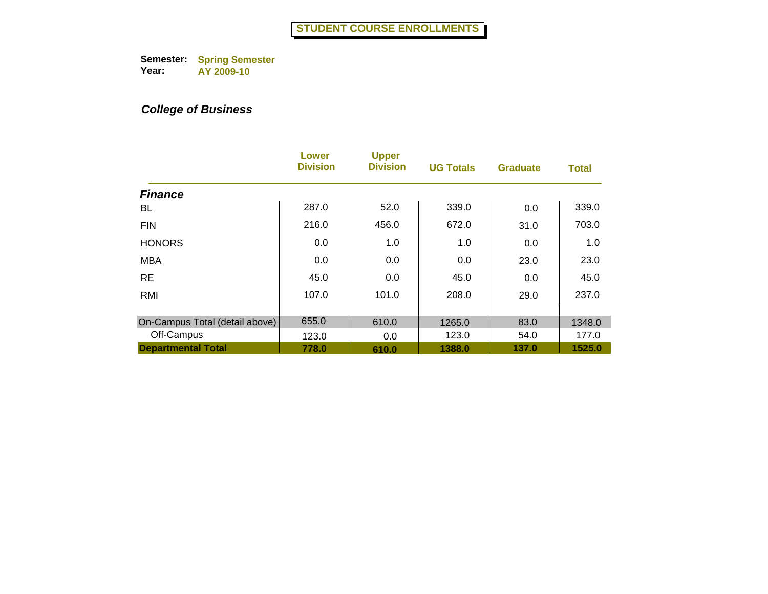# STUDENT COURSE ENROLLMENTS

**Semester:** Spring Semester
**Year:** AY 2009-10

***College of Business***

| | Lower Division | Upper Division | UG Totals | Graduate | Total |
|---|---|---|---|---|---|
| ***Finance*** | | | | | |
| BL | 287.0 | 52.0 | 339.0 | 0.0 | 339.0 |
| FIN | 216.0 | 456.0 | 672.0 | 31.0 | 703.0 |
| HONORS | 0.0 | 1.0 | 1.0 | 0.0 | 1.0 |
| MBA | 0.0 | 0.0 | 0.0 | 23.0 | 23.0 |
| RE | 45.0 | 0.0 | 45.0 | 0.0 | 45.0 |
| RMI | 107.0 | 101.0 | 208.0 | 29.0 | 237.0 |
| On-Campus Total (detail above) | 655.0 | 610.0 | 1265.0 | 83.0 | 1348.0 |
| Off-Campus | 123.0 | 0.0 | 123.0 | 54.0 | 177.0 |
| **Departmental Total** | **778.0** | **610.0** | **1388.0** | **137.0** | **1525.0** |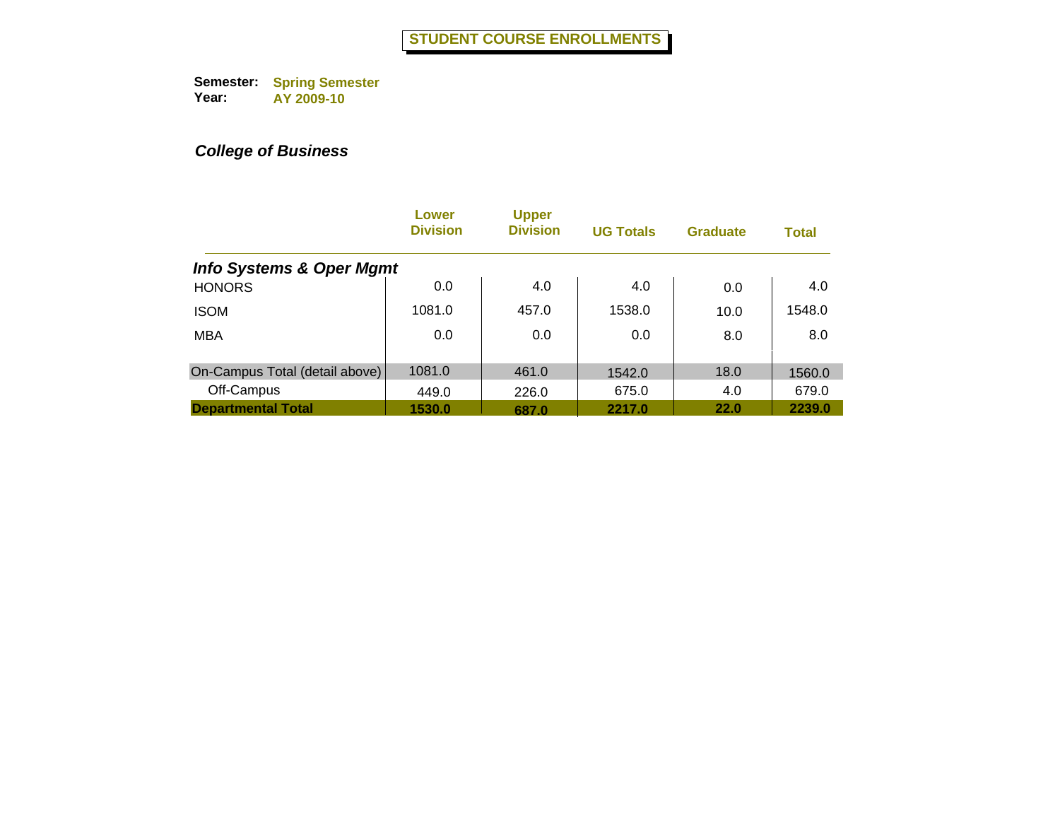# STUDENT COURSE ENROLLMENTS

**Semester:** Spring Semester
**Year:** AY 2009-10

***College of Business***

| | Lower Division | Upper Division | UG Totals | Graduate | Total |
|---|---|---|---|---|---|
| ***Info Systems & Oper Mgmt*** | | | | | |
| HONORS | 0.0 | 4.0 | 4.0 | 0.0 | 4.0 |
| ISOM | 1081.0 | 457.0 | 1538.0 | 10.0 | 1548.0 |
| MBA | 0.0 | 0.0 | 0.0 | 8.0 | 8.0 |
| On-Campus Total (detail above) | 1081.0 | 461.0 | 1542.0 | 18.0 | 1560.0 |
| Off-Campus | 449.0 | 226.0 | 675.0 | 4.0 | 679.0 |
| **Departmental Total** | **1530.0** | **687.0** | **2217.0** | **22.0** | **2239.0** |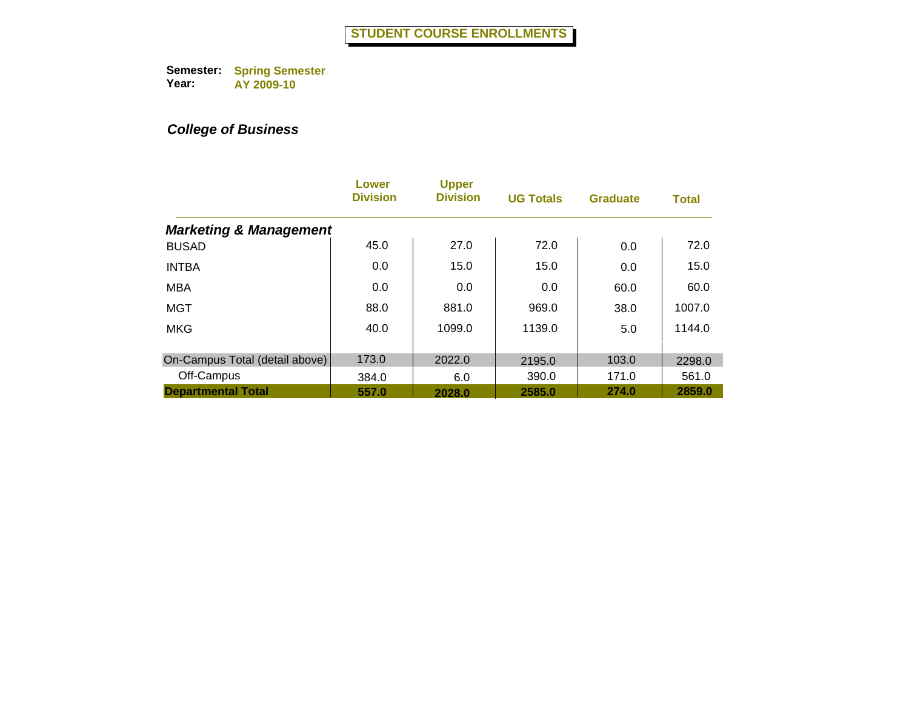# STUDENT COURSE ENROLLMENTS

**Semester:** Spring Semester
**Year:** AY 2009-10

***College of Business***

| | Lower Division | Upper Division | UG Totals | Graduate | Total |
|---|---|---|---|---|---|
| ***Marketing & Management*** | | | | | |
| BUSAD | 45.0 | 27.0 | 72.0 | 0.0 | 72.0 |
| INTBA | 0.0 | 15.0 | 15.0 | 0.0 | 15.0 |
| MBA | 0.0 | 0.0 | 0.0 | 60.0 | 60.0 |
| MGT | 88.0 | 881.0 | 969.0 | 38.0 | 1007.0 |
| MKG | 40.0 | 1099.0 | 1139.0 | 5.0 | 1144.0 |
| On-Campus Total (detail above) | 173.0 | 2022.0 | 2195.0 | 103.0 | 2298.0 |
| Off-Campus | 384.0 | 6.0 | 390.0 | 171.0 | 561.0 |
| **Departmental Total** | **557.0** | **2028.0** | **2585.0** | **274.0** | **2859.0** |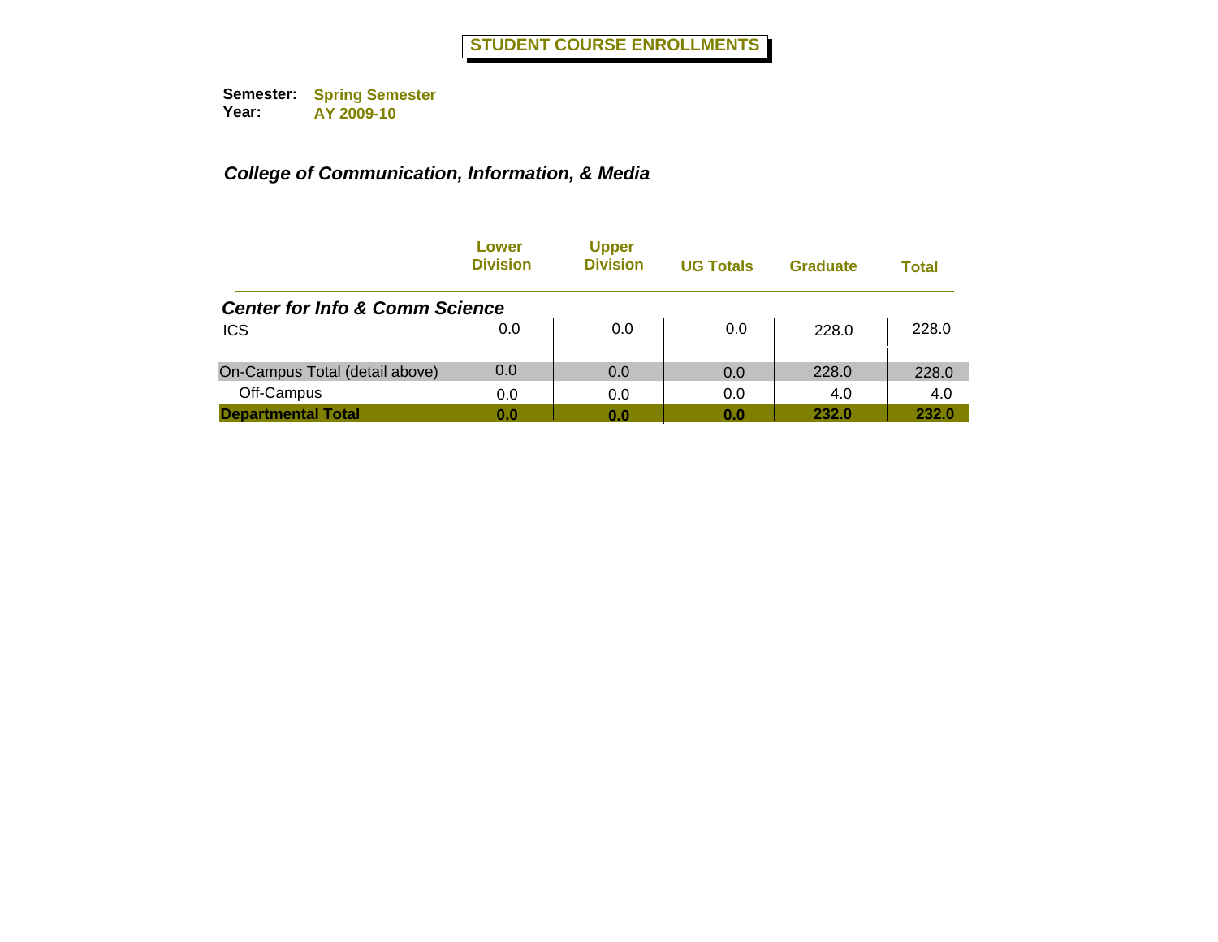# STUDENT COURSE ENROLLMENTS

**Semester:** Spring Semester
**Year:** AY 2009-10

## *College of Communication, Information, & Media*

| | Lower Division | Upper Division | UG Totals | Graduate | Total |
|---|---|---|---|---|---|
| ***Center for Info & Comm Science*** | | | | | |
| ICS | 0.0 | 0.0 | 0.0 | 228.0 | 228.0 |
| On-Campus Total (detail above) | 0.0 | 0.0 | 0.0 | 228.0 | 228.0 |
| Off-Campus | 0.0 | 0.0 | 0.0 | 4.0 | 4.0 |
| **Departmental Total** | **0.0** | **0.0** | **0.0** | **232.0** | **232.0** |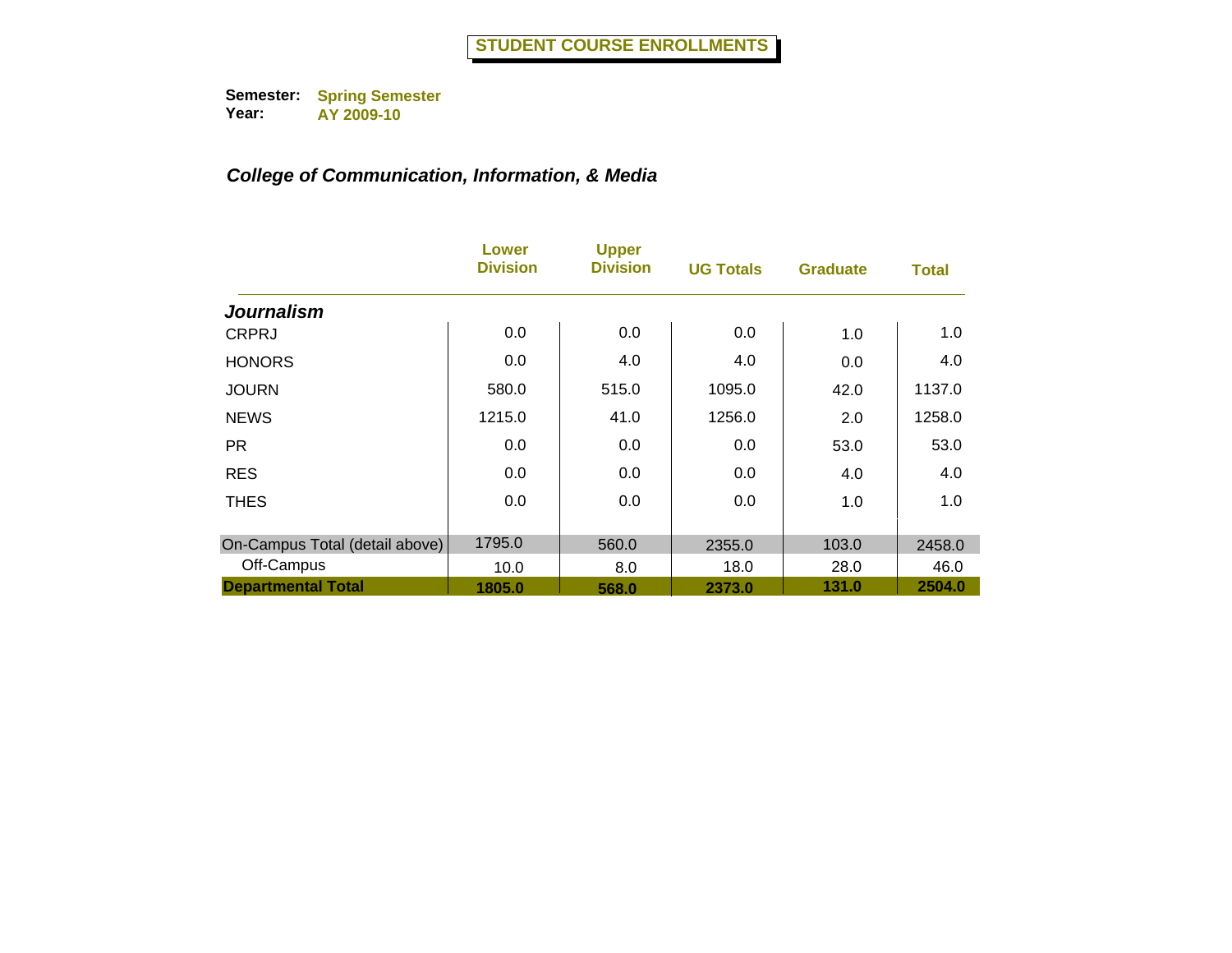# STUDENT COURSE ENROLLMENTS

**Semester:** Spring Semester
**Year:** AY 2009-10

***College of Communication, Information, & Media***

| | Lower Division | Upper Division | UG Totals | Graduate | Total |
|---|---|---|---|---|---|
| ***Journalism*** | | | | | |
| CRPRJ | 0.0 | 0.0 | 0.0 | 1.0 | 1.0 |
| HONORS | 0.0 | 4.0 | 4.0 | 0.0 | 4.0 |
| JOURN | 580.0 | 515.0 | 1095.0 | 42.0 | 1137.0 |
| NEWS | 1215.0 | 41.0 | 1256.0 | 2.0 | 1258.0 |
| PR | 0.0 | 0.0 | 0.0 | 53.0 | 53.0 |
| RES | 0.0 | 0.0 | 0.0 | 4.0 | 4.0 |
| THES | 0.0 | 0.0 | 0.0 | 1.0 | 1.0 |
| On-Campus Total (detail above) | 1795.0 | 560.0 | 2355.0 | 103.0 | 2458.0 |
| Off-Campus | 10.0 | 8.0 | 18.0 | 28.0 | 46.0 |
| **Departmental Total** | **1805.0** | **568.0** | **2373.0** | **131.0** | **2504.0** |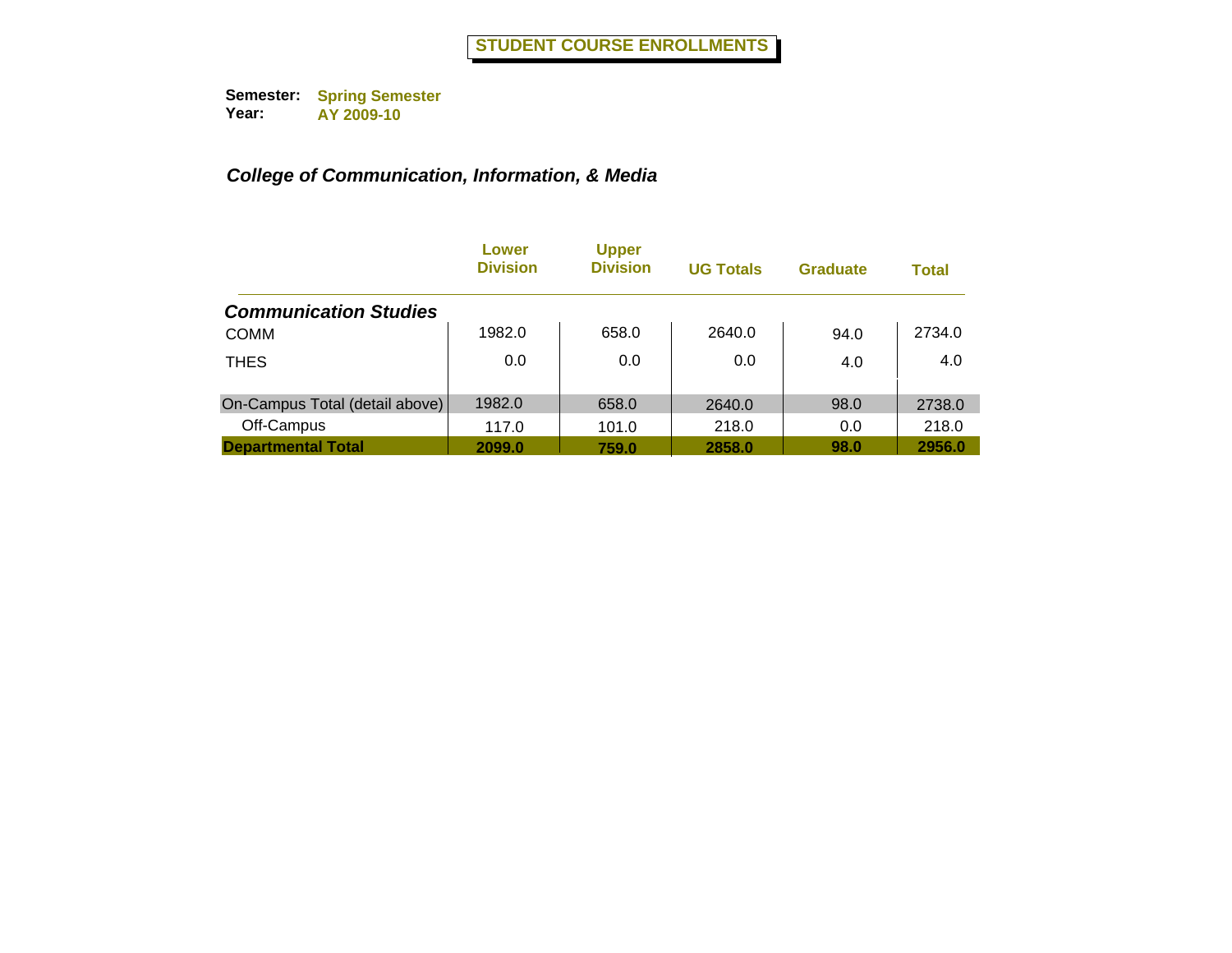# STUDENT COURSE ENROLLMENTS

**Semester:** Spring Semester
**Year:** AY 2009-10

## *College of Communication, Information, & Media*

| | Lower Division | Upper Division | UG Totals | Graduate | Total |
|---|---|---|---|---|---|
| ***Communication Studies*** | | | | | |
| COMM | 1982.0 | 658.0 | 2640.0 | 94.0 | 2734.0 |
| THES | 0.0 | 0.0 | 0.0 | 4.0 | 4.0 |
| On-Campus Total (detail above) | 1982.0 | 658.0 | 2640.0 | 98.0 | 2738.0 |
| Off-Campus | 117.0 | 101.0 | 218.0 | 0.0 | 218.0 |
| **Departmental Total** | **2099.0** | **759.0** | **2858.0** | **98.0** | **2956.0** |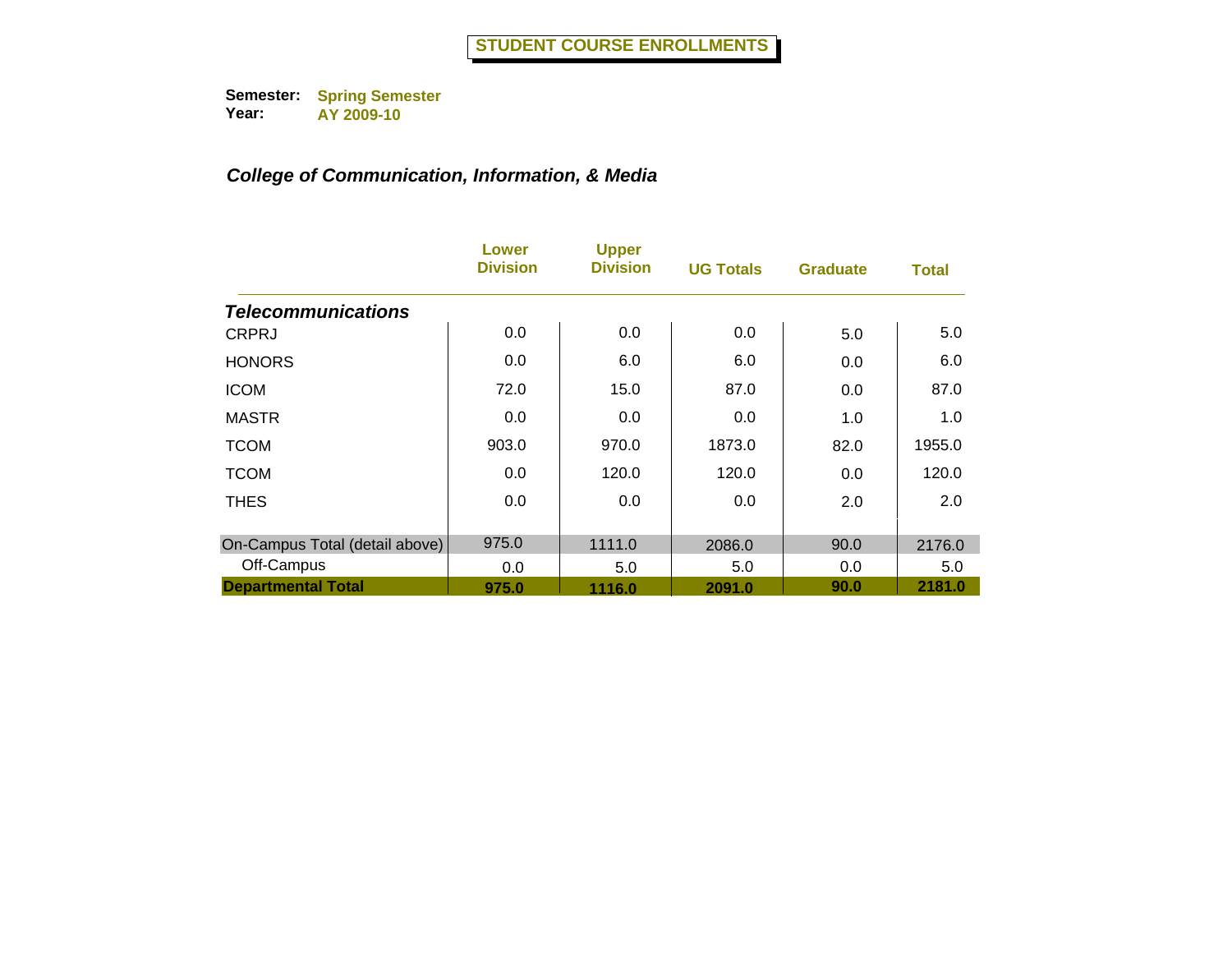# STUDENT COURSE ENROLLMENTS

**Semester:** Spring Semester
**Year:** AY 2009-10

## *College of Communication, Information, & Media*

| | Lower Division | Upper Division | UG Totals | Graduate | Total |
|---|---|---|---|---|---|
| ***Telecommunications*** | | | | | |
| CRPRJ | 0.0 | 0.0 | 0.0 | 5.0 | 5.0 |
| HONORS | 0.0 | 6.0 | 6.0 | 0.0 | 6.0 |
| ICOM | 72.0 | 15.0 | 87.0 | 0.0 | 87.0 |
| MASTR | 0.0 | 0.0 | 0.0 | 1.0 | 1.0 |
| TCOM | 903.0 | 970.0 | 1873.0 | 82.0 | 1955.0 |
| TCOM | 0.0 | 120.0 | 120.0 | 0.0 | 120.0 |
| THES | 0.0 | 0.0 | 0.0 | 2.0 | 2.0 |
| On-Campus Total (detail above) | 975.0 | 1111.0 | 2086.0 | 90.0 | 2176.0 |
| Off-Campus | 0.0 | 5.0 | 5.0 | 0.0 | 5.0 |
| **Departmental Total** | **975.0** | **1116.0** | **2091.0** | **90.0** | **2181.0** |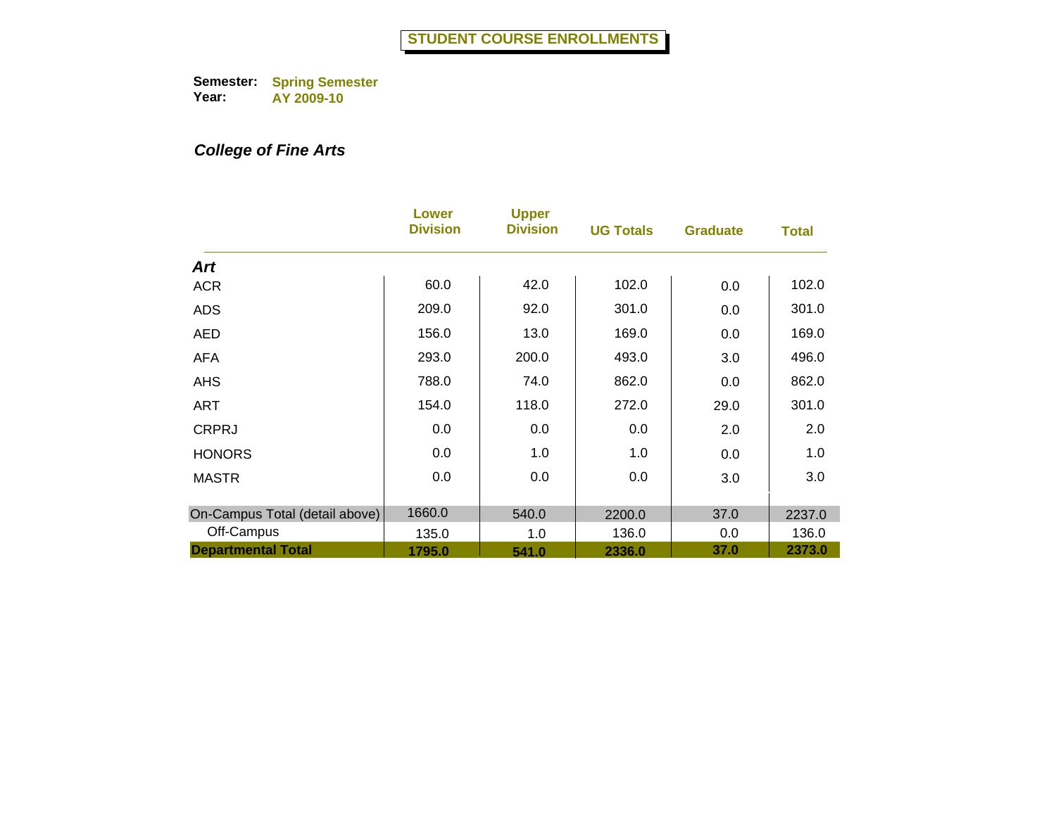# STUDENT COURSE ENROLLMENTS

**Semester:** Spring Semester
**Year:** AY 2009-10

***College of Fine Arts***

| | Lower Division | Upper Division | UG Totals | Graduate | Total |
|---|---|---|---|---|---|
| ***Art*** | | | | | |
| ACR | 60.0 | 42.0 | 102.0 | 0.0 | 102.0 |
| ADS | 209.0 | 92.0 | 301.0 | 0.0 | 301.0 |
| AED | 156.0 | 13.0 | 169.0 | 0.0 | 169.0 |
| AFA | 293.0 | 200.0 | 493.0 | 3.0 | 496.0 |
| AHS | 788.0 | 74.0 | 862.0 | 0.0 | 862.0 |
| ART | 154.0 | 118.0 | 272.0 | 29.0 | 301.0 |
| CRPRJ | 0.0 | 0.0 | 0.0 | 2.0 | 2.0 |
| HONORS | 0.0 | 1.0 | 1.0 | 0.0 | 1.0 |
| MASTR | 0.0 | 0.0 | 0.0 | 3.0 | 3.0 |
| On-Campus Total (detail above) | 1660.0 | 540.0 | 2200.0 | 37.0 | 2237.0 |
| Off-Campus | 135.0 | 1.0 | 136.0 | 0.0 | 136.0 |
| **Departmental Total** | **1795.0** | **541.0** | **2336.0** | **37.0** | **2373.0** |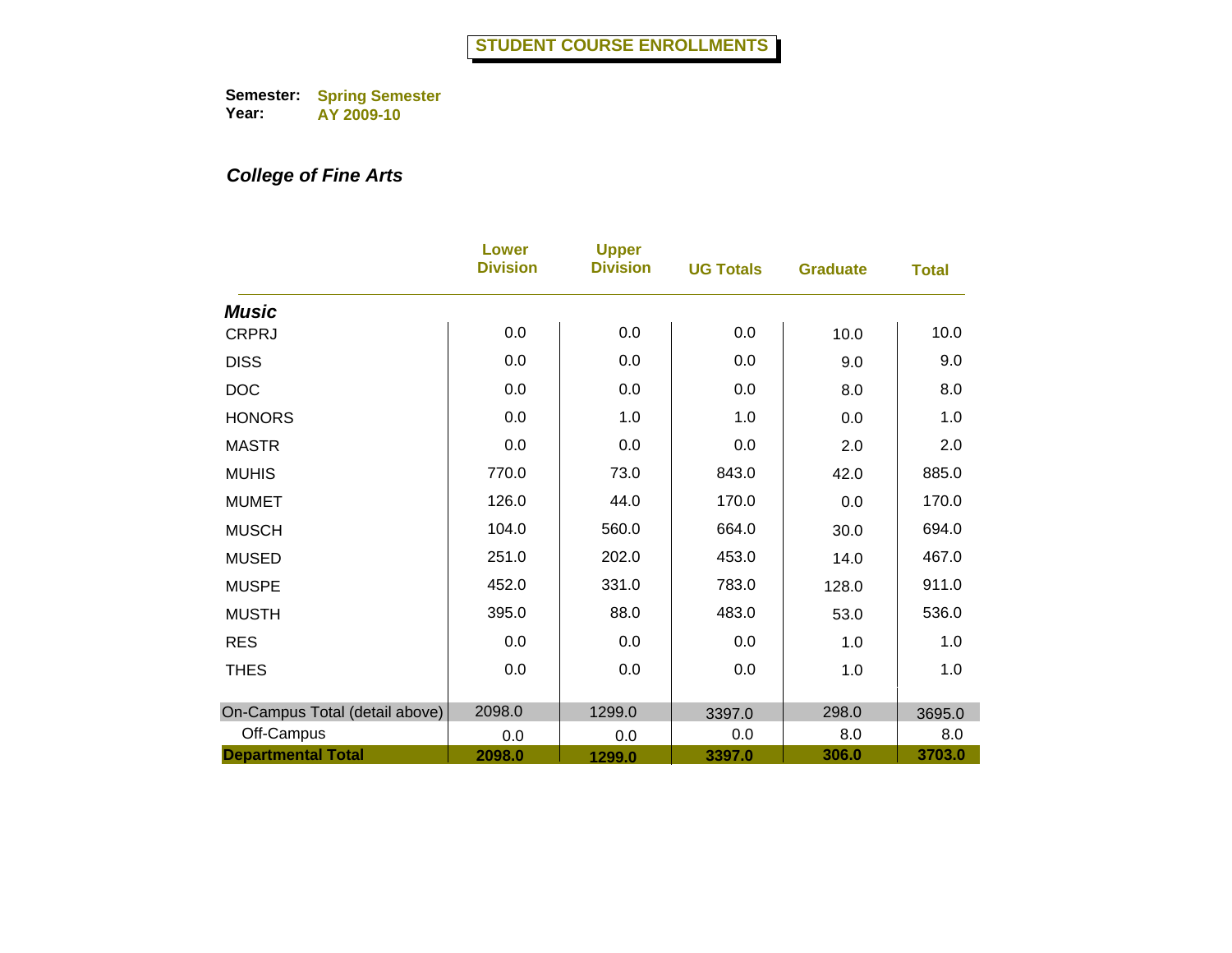# STUDENT COURSE ENROLLMENTS

**Semester:** Spring Semester
**Year:** AY 2009-10

***College of Fine Arts***

| | Lower Division | Upper Division | UG Totals | Graduate | Total |
|---|---|---|---|---|---|
| ***Music*** | | | | | |
| CRPRJ | 0.0 | 0.0 | 0.0 | 10.0 | 10.0 |
| DISS | 0.0 | 0.0 | 0.0 | 9.0 | 9.0 |
| DOC | 0.0 | 0.0 | 0.0 | 8.0 | 8.0 |
| HONORS | 0.0 | 1.0 | 1.0 | 0.0 | 1.0 |
| MASTR | 0.0 | 0.0 | 0.0 | 2.0 | 2.0 |
| MUHIS | 770.0 | 73.0 | 843.0 | 42.0 | 885.0 |
| MUMET | 126.0 | 44.0 | 170.0 | 0.0 | 170.0 |
| MUSCH | 104.0 | 560.0 | 664.0 | 30.0 | 694.0 |
| MUSED | 251.0 | 202.0 | 453.0 | 14.0 | 467.0 |
| MUSPE | 452.0 | 331.0 | 783.0 | 128.0 | 911.0 |
| MUSTH | 395.0 | 88.0 | 483.0 | 53.0 | 536.0 |
| RES | 0.0 | 0.0 | 0.0 | 1.0 | 1.0 |
| THES | 0.0 | 0.0 | 0.0 | 1.0 | 1.0 |
| On-Campus Total (detail above) | 2098.0 | 1299.0 | 3397.0 | 298.0 | 3695.0 |
| Off-Campus | 0.0 | 0.0 | 0.0 | 8.0 | 8.0 |
| **Departmental Total** | **2098.0** | **1299.0** | **3397.0** | **306.0** | **3703.0** |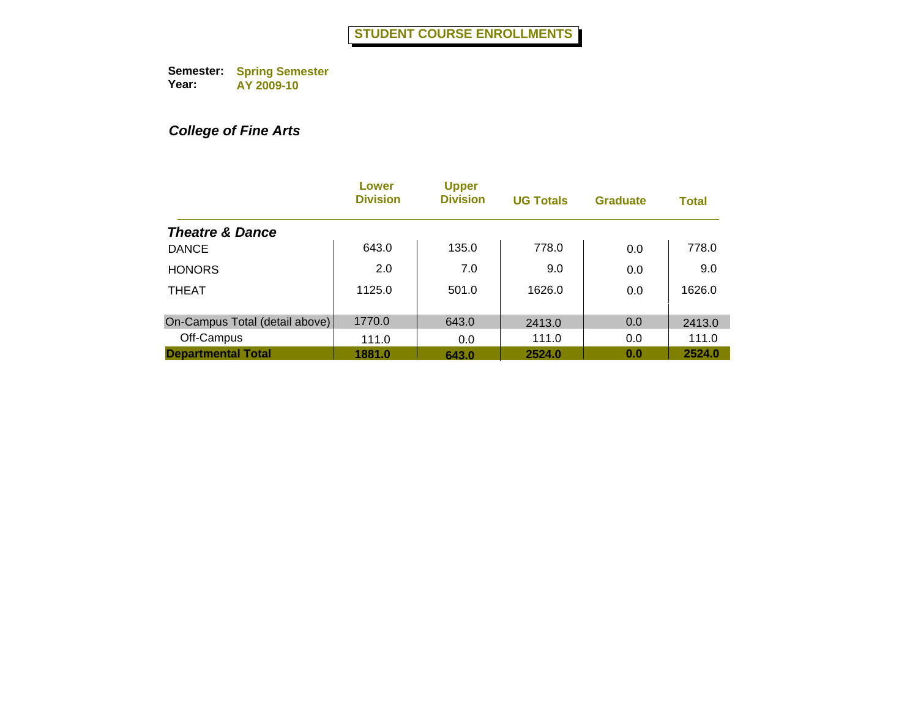# STUDENT COURSE ENROLLMENTS

**Semester:** Spring Semester
**Year:** AY 2009-10

***College of Fine Arts***

| | Lower Division | Upper Division | UG Totals | Graduate | Total |
|---|---|---|---|---|---|
| ***Theatre & Dance*** | | | | | |
| DANCE | 643.0 | 135.0 | 778.0 | 0.0 | 778.0 |
| HONORS | 2.0 | 7.0 | 9.0 | 0.0 | 9.0 |
| THEAT | 1125.0 | 501.0 | 1626.0 | 0.0 | 1626.0 |
| On-Campus Total (detail above) | 1770.0 | 643.0 | 2413.0 | 0.0 | 2413.0 |
| Off-Campus | 111.0 | 0.0 | 111.0 | 0.0 | 111.0 |
| **Departmental Total** | **1881.0** | **643.0** | **2524.0** | **0.0** | **2524.0** |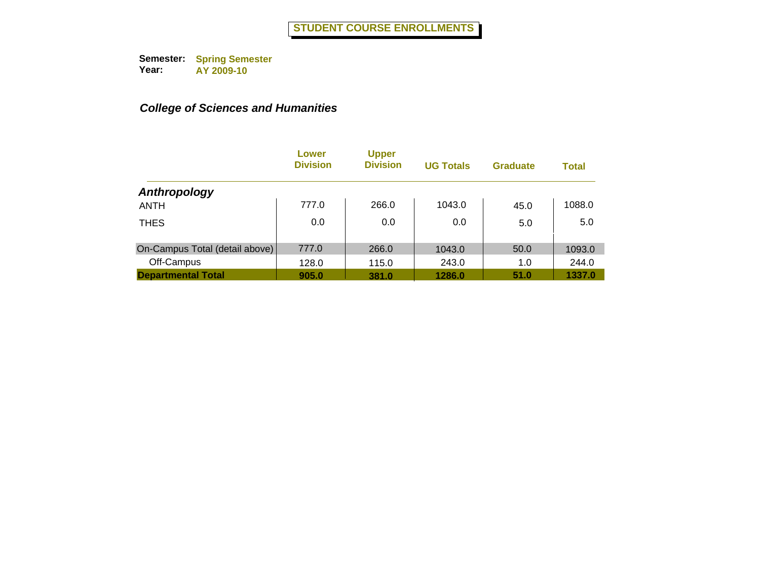# STUDENT COURSE ENROLLMENTS

**Semester:** **Spring Semester**
**Year:** **AY 2009-10**

## *College of Sciences and Humanities*

| | Lower Division | Upper Division | UG Totals | Graduate | Total |
|---|---|---|---|---|---|
| ***Anthropology*** | | | | | |
| ANTH | 777.0 | 266.0 | 1043.0 | 45.0 | 1088.0 |
| THES | 0.0 | 0.0 | 0.0 | 5.0 | 5.0 |
| On-Campus Total (detail above) | 777.0 | 266.0 | 1043.0 | 50.0 | 1093.0 |
| Off-Campus | 128.0 | 115.0 | 243.0 | 1.0 | 244.0 |
| **Departmental Total** | **905.0** | **381.0** | **1286.0** | **51.0** | **1337.0** |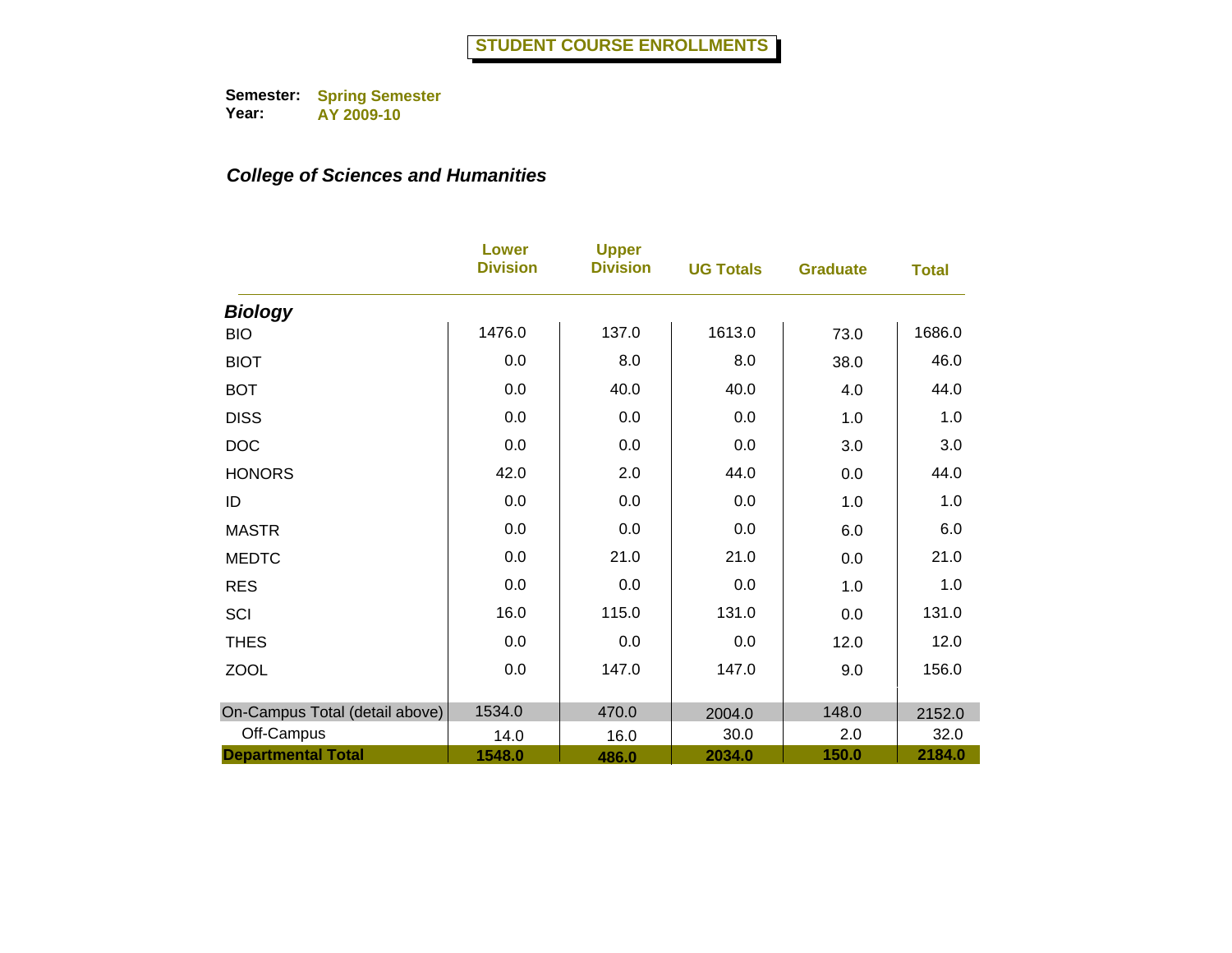# STUDENT COURSE ENROLLMENTS

**Semester:** Spring Semester
**Year:** AY 2009-10

***College of Sciences and Humanities***

| | Lower Division | Upper Division | UG Totals | Graduate | Total |
|---|---|---|---|---|---|
| ***Biology*** | | | | | |
| BIO | 1476.0 | 137.0 | 1613.0 | 73.0 | 1686.0 |
| BIOT | 0.0 | 8.0 | 8.0 | 38.0 | 46.0 |
| BOT | 0.0 | 40.0 | 40.0 | 4.0 | 44.0 |
| DISS | 0.0 | 0.0 | 0.0 | 1.0 | 1.0 |
| DOC | 0.0 | 0.0 | 0.0 | 3.0 | 3.0 |
| HONORS | 42.0 | 2.0 | 44.0 | 0.0 | 44.0 |
| ID | 0.0 | 0.0 | 0.0 | 1.0 | 1.0 |
| MASTR | 0.0 | 0.0 | 0.0 | 6.0 | 6.0 |
| MEDTC | 0.0 | 21.0 | 21.0 | 0.0 | 21.0 |
| RES | 0.0 | 0.0 | 0.0 | 1.0 | 1.0 |
| SCI | 16.0 | 115.0 | 131.0 | 0.0 | 131.0 |
| THES | 0.0 | 0.0 | 0.0 | 12.0 | 12.0 |
| ZOOL | 0.0 | 147.0 | 147.0 | 9.0 | 156.0 |
| On-Campus Total (detail above) | 1534.0 | 470.0 | 2004.0 | 148.0 | 2152.0 |
| Off-Campus | 14.0 | 16.0 | 30.0 | 2.0 | 32.0 |
| **Departmental Total** | **1548.0** | **486.0** | **2034.0** | **150.0** | **2184.0** |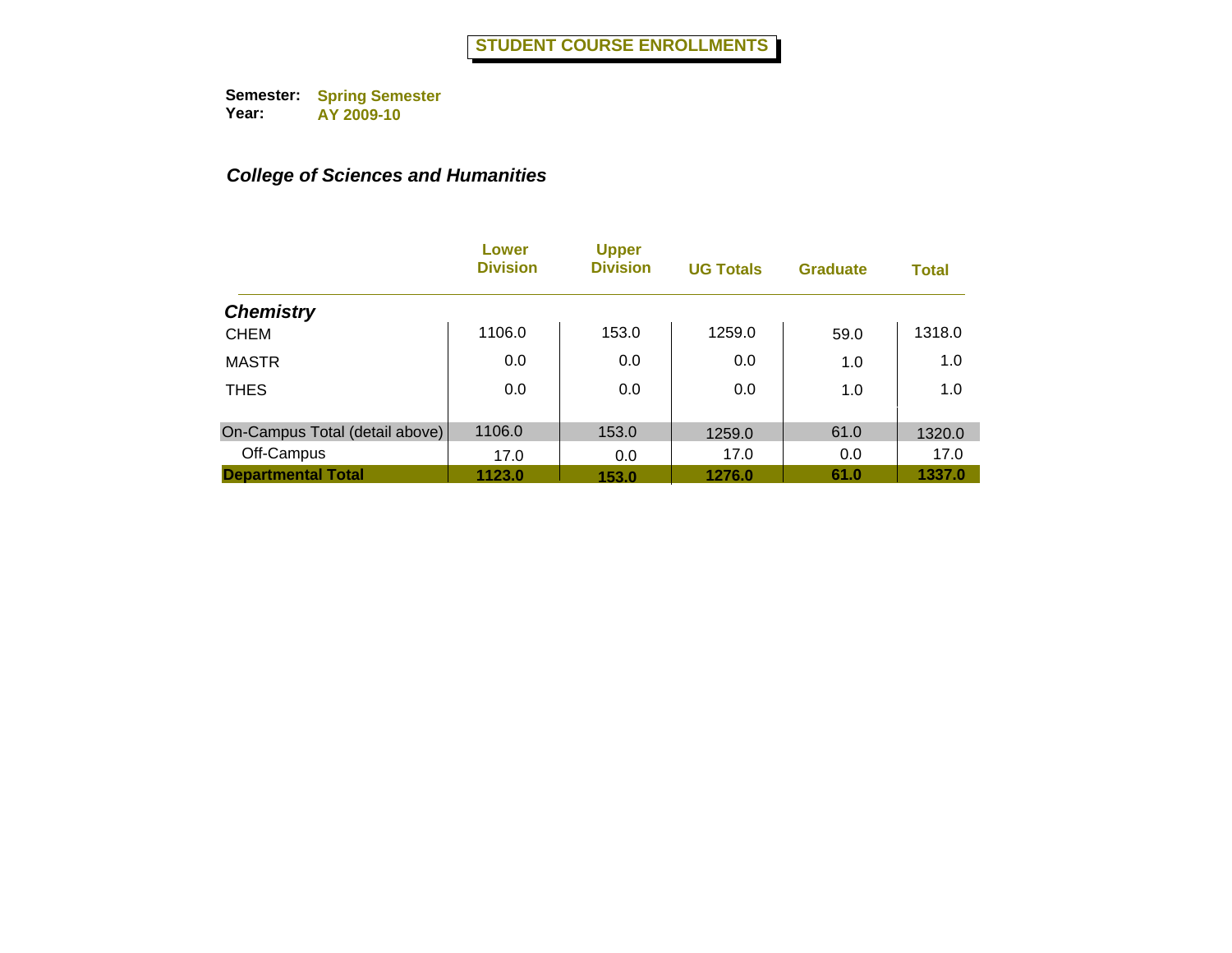# STUDENT COURSE ENROLLMENTS

**Semester:** **Spring Semester**
**Year:** **AY 2009-10**

***College of Sciences and Humanities***

| | Lower Division | Upper Division | UG Totals | Graduate | Total |
|---|---|---|---|---|---|
| ***Chemistry*** | | | | | |
| CHEM | 1106.0 | 153.0 | 1259.0 | 59.0 | 1318.0 |
| MASTR | 0.0 | 0.0 | 0.0 | 1.0 | 1.0 |
| THES | 0.0 | 0.0 | 0.0 | 1.0 | 1.0 |
| On-Campus Total (detail above) | 1106.0 | 153.0 | 1259.0 | 61.0 | 1320.0 |
| Off-Campus | 17.0 | 0.0 | 17.0 | 0.0 | 17.0 |
| **Departmental Total** | **1123.0** | **153.0** | **1276.0** | **61.0** | **1337.0** |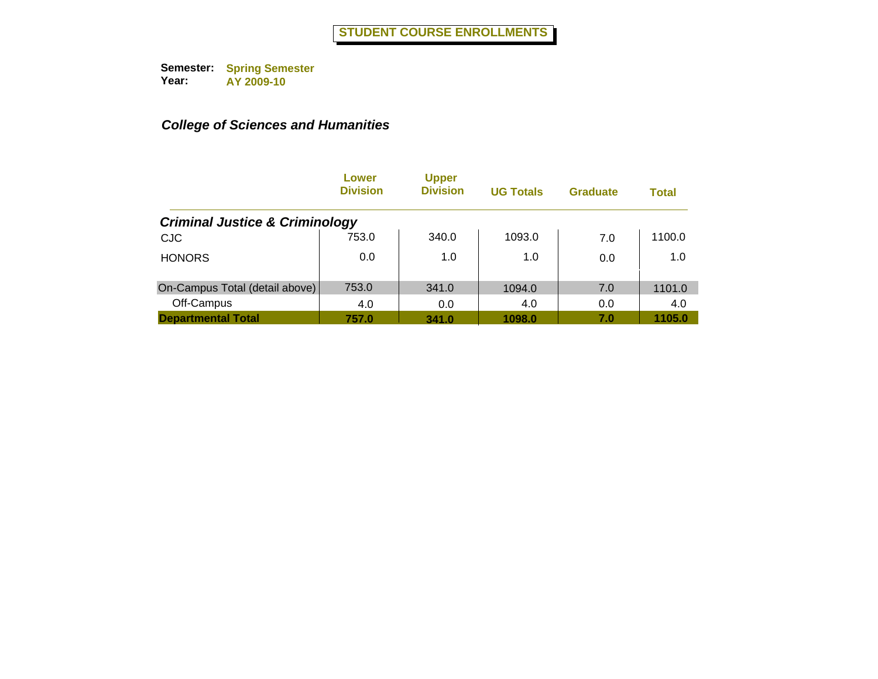# STUDENT COURSE ENROLLMENTS

**Semester:** Spring Semester
**Year:** AY 2009-10

***College of Sciences and Humanities***

| | Lower Division | Upper Division | UG Totals | Graduate | Total |
|---|---|---|---|---|---|
| ***Criminal Justice & Criminology*** | | | | | |
| CJC | 753.0 | 340.0 | 1093.0 | 7.0 | 1100.0 |
| HONORS | 0.0 | 1.0 | 1.0 | 0.0 | 1.0 |
| On-Campus Total (detail above) | 753.0 | 341.0 | 1094.0 | 7.0 | 1101.0 |
| Off-Campus | 4.0 | 0.0 | 4.0 | 0.0 | 4.0 |
| **Departmental Total** | **757.0** | **341.0** | **1098.0** | **7.0** | **1105.0** |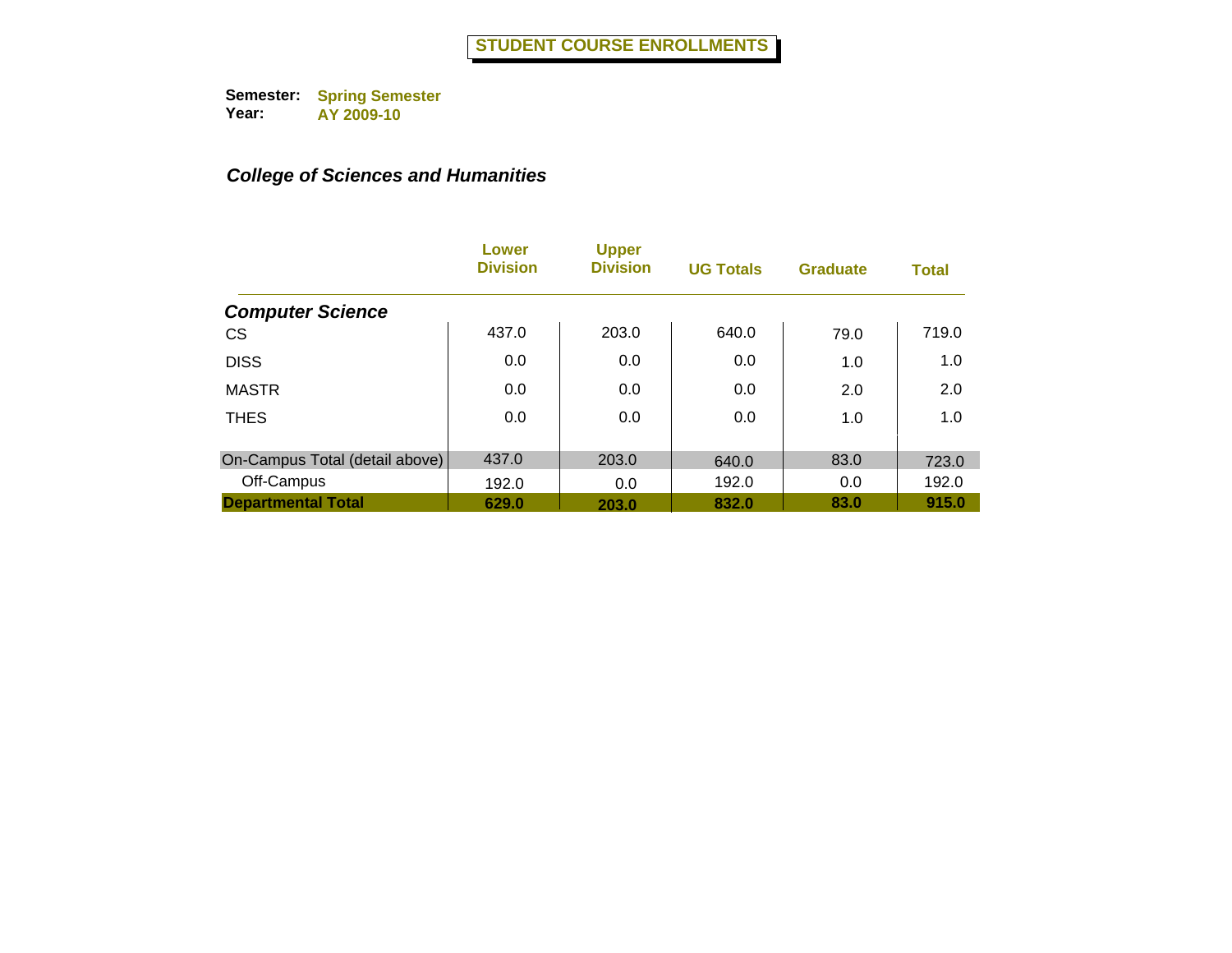# STUDENT COURSE ENROLLMENTS

**Semester:** Spring Semester
**Year:** AY 2009-10

***College of Sciences and Humanities***

| | Lower Division | Upper Division | UG Totals | Graduate | Total |
|---|---|---|---|---|---|
| ***Computer Science*** | | | | | |
| CS | 437.0 | 203.0 | 640.0 | 79.0 | 719.0 |
| DISS | 0.0 | 0.0 | 0.0 | 1.0 | 1.0 |
| MASTR | 0.0 | 0.0 | 0.0 | 2.0 | 2.0 |
| THES | 0.0 | 0.0 | 0.0 | 1.0 | 1.0 |
| On-Campus Total (detail above) | 437.0 | 203.0 | 640.0 | 83.0 | 723.0 |
| Off-Campus | 192.0 | 0.0 | 192.0 | 0.0 | 192.0 |
| **Departmental Total** | **629.0** | **203.0** | **832.0** | **83.0** | **915.0** |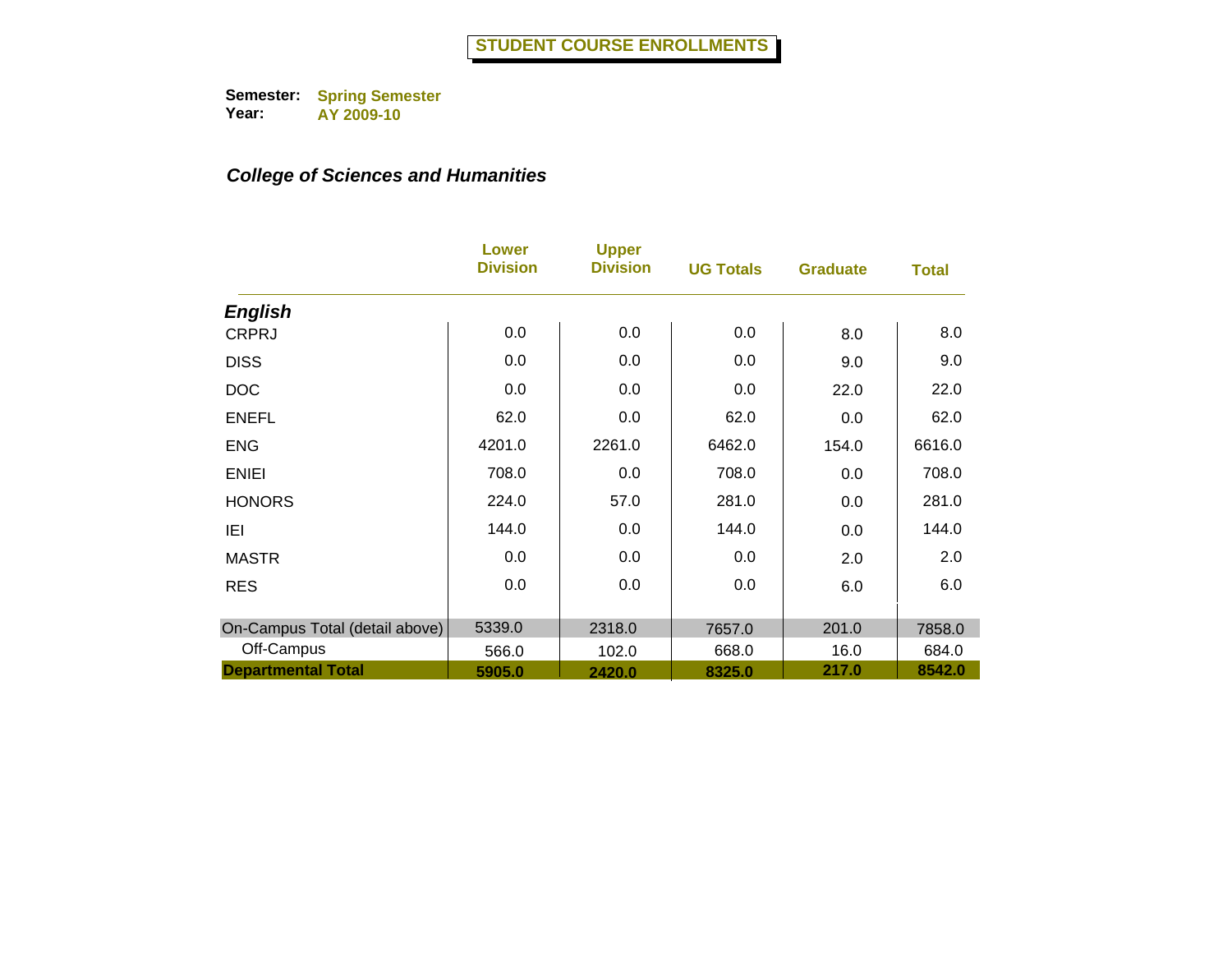# STUDENT COURSE ENROLLMENTS

**Semester:** Spring Semester
**Year:** AY 2009-10

***College of Sciences and Humanities***

| | Lower Division | Upper Division | UG Totals | Graduate | Total |
|---|---|---|---|---|---|
| ***English*** | | | | | |
| CRPRJ | 0.0 | 0.0 | 0.0 | 8.0 | 8.0 |
| DISS | 0.0 | 0.0 | 0.0 | 9.0 | 9.0 |
| DOC | 0.0 | 0.0 | 0.0 | 22.0 | 22.0 |
| ENEFL | 62.0 | 0.0 | 62.0 | 0.0 | 62.0 |
| ENG | 4201.0 | 2261.0 | 6462.0 | 154.0 | 6616.0 |
| ENIEI | 708.0 | 0.0 | 708.0 | 0.0 | 708.0 |
| HONORS | 224.0 | 57.0 | 281.0 | 0.0 | 281.0 |
| IEI | 144.0 | 0.0 | 144.0 | 0.0 | 144.0 |
| MASTR | 0.0 | 0.0 | 0.0 | 2.0 | 2.0 |
| RES | 0.0 | 0.0 | 0.0 | 6.0 | 6.0 |
| On-Campus Total (detail above) | 5339.0 | 2318.0 | 7657.0 | 201.0 | 7858.0 |
| Off-Campus | 566.0 | 102.0 | 668.0 | 16.0 | 684.0 |
| **Departmental Total** | **5905.0** | **2420.0** | **8325.0** | **217.0** | **8542.0** |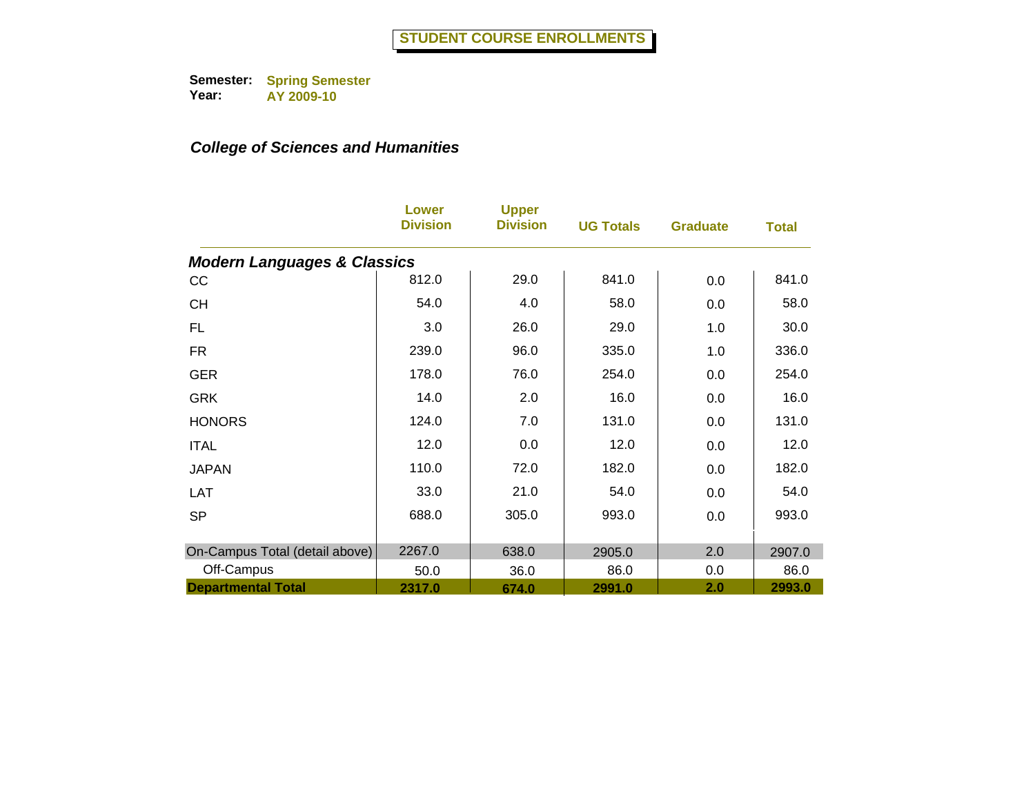# STUDENT COURSE ENROLLMENTS

**Semester:** Spring Semester
**Year:** AY 2009-10

***College of Sciences and Humanities***

| | Lower Division | Upper Division | UG Totals | Graduate | Total |
|---|---|---|---|---|---|
| ***Modern Languages & Classics*** | | | | | |
| CC | 812.0 | 29.0 | 841.0 | 0.0 | 841.0 |
| CH | 54.0 | 4.0 | 58.0 | 0.0 | 58.0 |
| FL | 3.0 | 26.0 | 29.0 | 1.0 | 30.0 |
| FR | 239.0 | 96.0 | 335.0 | 1.0 | 336.0 |
| GER | 178.0 | 76.0 | 254.0 | 0.0 | 254.0 |
| GRK | 14.0 | 2.0 | 16.0 | 0.0 | 16.0 |
| HONORS | 124.0 | 7.0 | 131.0 | 0.0 | 131.0 |
| ITAL | 12.0 | 0.0 | 12.0 | 0.0 | 12.0 |
| JAPAN | 110.0 | 72.0 | 182.0 | 0.0 | 182.0 |
| LAT | 33.0 | 21.0 | 54.0 | 0.0 | 54.0 |
| SP | 688.0 | 305.0 | 993.0 | 0.0 | 993.0 |
| On-Campus Total (detail above) | 2267.0 | 638.0 | 2905.0 | 2.0 | 2907.0 |
| Off-Campus | 50.0 | 36.0 | 86.0 | 0.0 | 86.0 |
| **Departmental Total** | **2317.0** | **674.0** | **2991.0** | **2.0** | **2993.0** |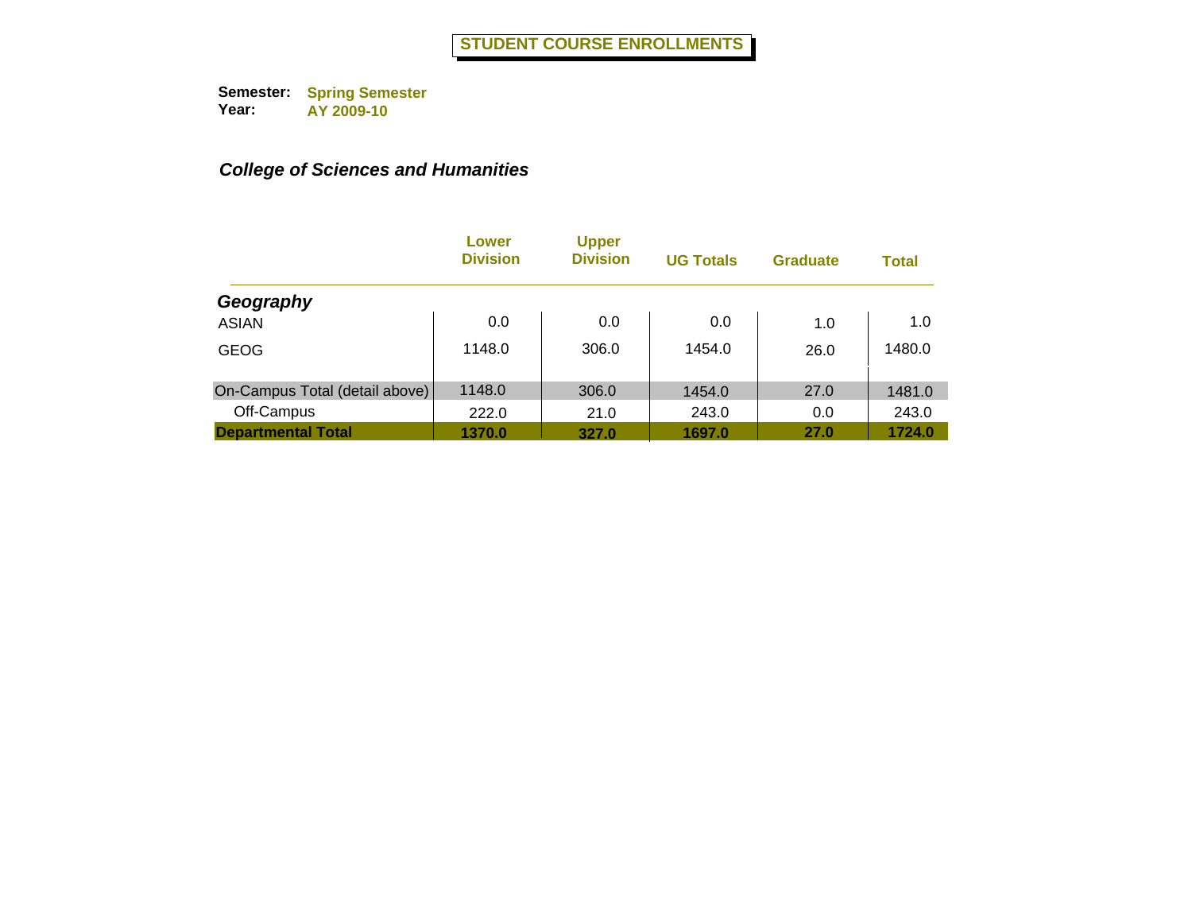# STUDENT COURSE ENROLLMENTS

**Semester:** Spring Semester
**Year:** AY 2009-10

***College of Sciences and Humanities***

| | Lower Division | Upper Division | UG Totals | Graduate | Total |
|---|---|---|---|---|---|
| ***Geography*** | | | | | |
| ASIAN | 0.0 | 0.0 | 0.0 | 1.0 | 1.0 |
| GEOG | 1148.0 | 306.0 | 1454.0 | 26.0 | 1480.0 |
| On-Campus Total (detail above) | 1148.0 | 306.0 | 1454.0 | 27.0 | 1481.0 |
| Off-Campus | 222.0 | 21.0 | 243.0 | 0.0 | 243.0 |
| **Departmental Total** | **1370.0** | **327.0** | **1697.0** | **27.0** | **1724.0** |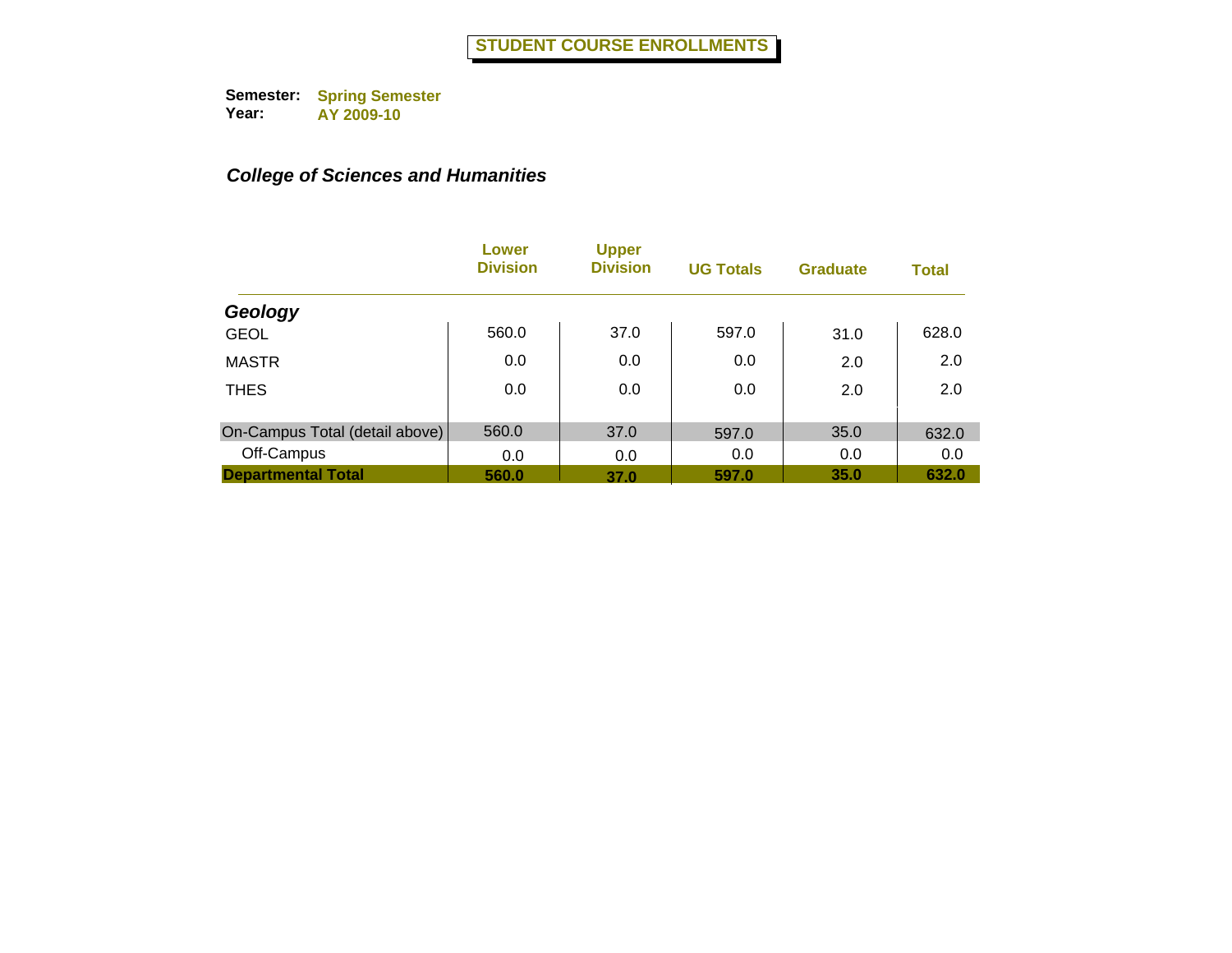# STUDENT COURSE ENROLLMENTS

**Semester:** Spring Semester
**Year:** AY 2009-10

***College of Sciences and Humanities***

| | Lower Division | Upper Division | UG Totals | Graduate | Total |
|---|---|---|---|---|---|
| ***Geology*** | | | | | |
| GEOL | 560.0 | 37.0 | 597.0 | 31.0 | 628.0 |
| MASTR | 0.0 | 0.0 | 0.0 | 2.0 | 2.0 |
| THES | 0.0 | 0.0 | 0.0 | 2.0 | 2.0 |
| On-Campus Total (detail above) | 560.0 | 37.0 | 597.0 | 35.0 | 632.0 |
| Off-Campus | 0.0 | 0.0 | 0.0 | 0.0 | 0.0 |
| **Departmental Total** | **560.0** | **37.0** | **597.0** | **35.0** | **632.0** |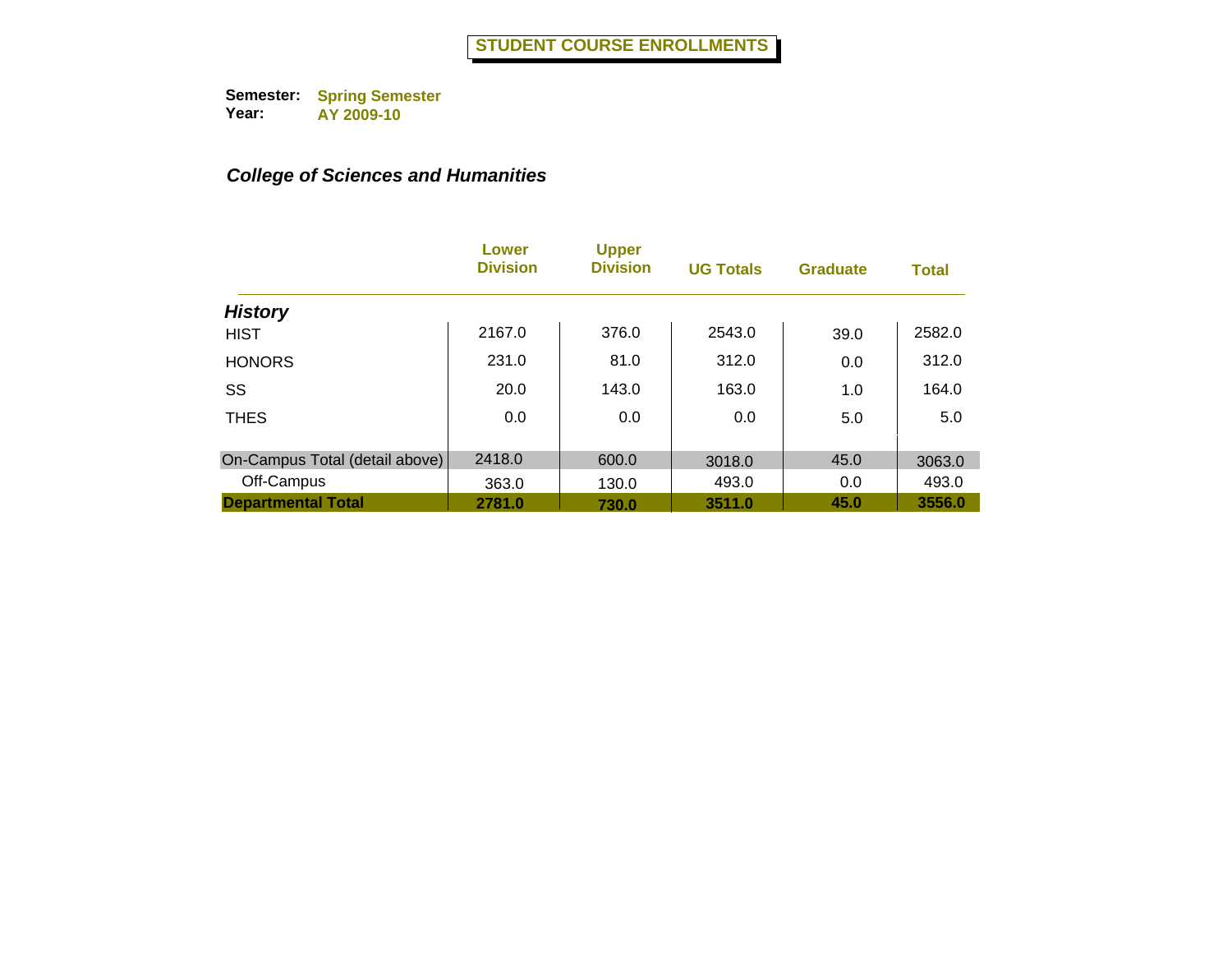# STUDENT COURSE ENROLLMENTS

**Semester:** **Spring Semester**
**Year:** **AY 2009-10**

### *College of Sciences and Humanities*

| | Lower Division | Upper Division | UG Totals | Graduate | Total |
|---|---|---|---|---|---|
| ***History*** | | | | | |
| HIST | 2167.0 | 376.0 | 2543.0 | 39.0 | 2582.0 |
| HONORS | 231.0 | 81.0 | 312.0 | 0.0 | 312.0 |
| SS | 20.0 | 143.0 | 163.0 | 1.0 | 164.0 |
| THES | 0.0 | 0.0 | 0.0 | 5.0 | 5.0 |
| On-Campus Total (detail above) | 2418.0 | 600.0 | 3018.0 | 45.0 | 3063.0 |
| Off-Campus | 363.0 | 130.0 | 493.0 | 0.0 | 493.0 |
| **Departmental Total** | **2781.0** | **730.0** | **3511.0** | **45.0** | **3556.0** |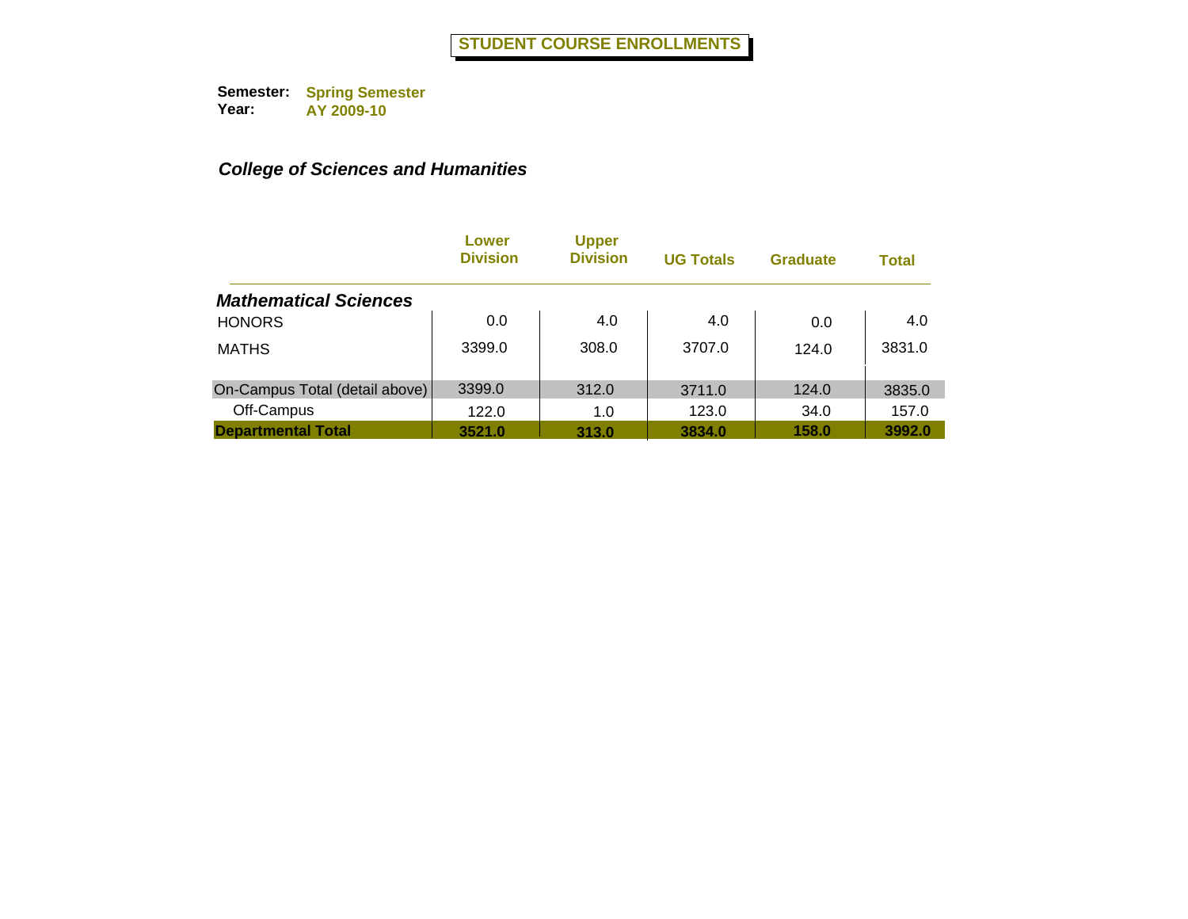# STUDENT COURSE ENROLLMENTS

**Semester:** **Spring Semester**
**Year:** **AY 2009-10**

***College of Sciences and Humanities***

| | Lower Division | Upper Division | UG Totals | Graduate | Total |
|---|---|---|---|---|---|
| ***Mathematical Sciences*** | | | | | |
| HONORS | 0.0 | 4.0 | 4.0 | 0.0 | 4.0 |
| MATHS | 3399.0 | 308.0 | 3707.0 | 124.0 | 3831.0 |
| On-Campus Total (detail above) | 3399.0 | 312.0 | 3711.0 | 124.0 | 3835.0 |
| Off-Campus | 122.0 | 1.0 | 123.0 | 34.0 | 157.0 |
| **Departmental Total** | **3521.0** | **313.0** | **3834.0** | **158.0** | **3992.0** |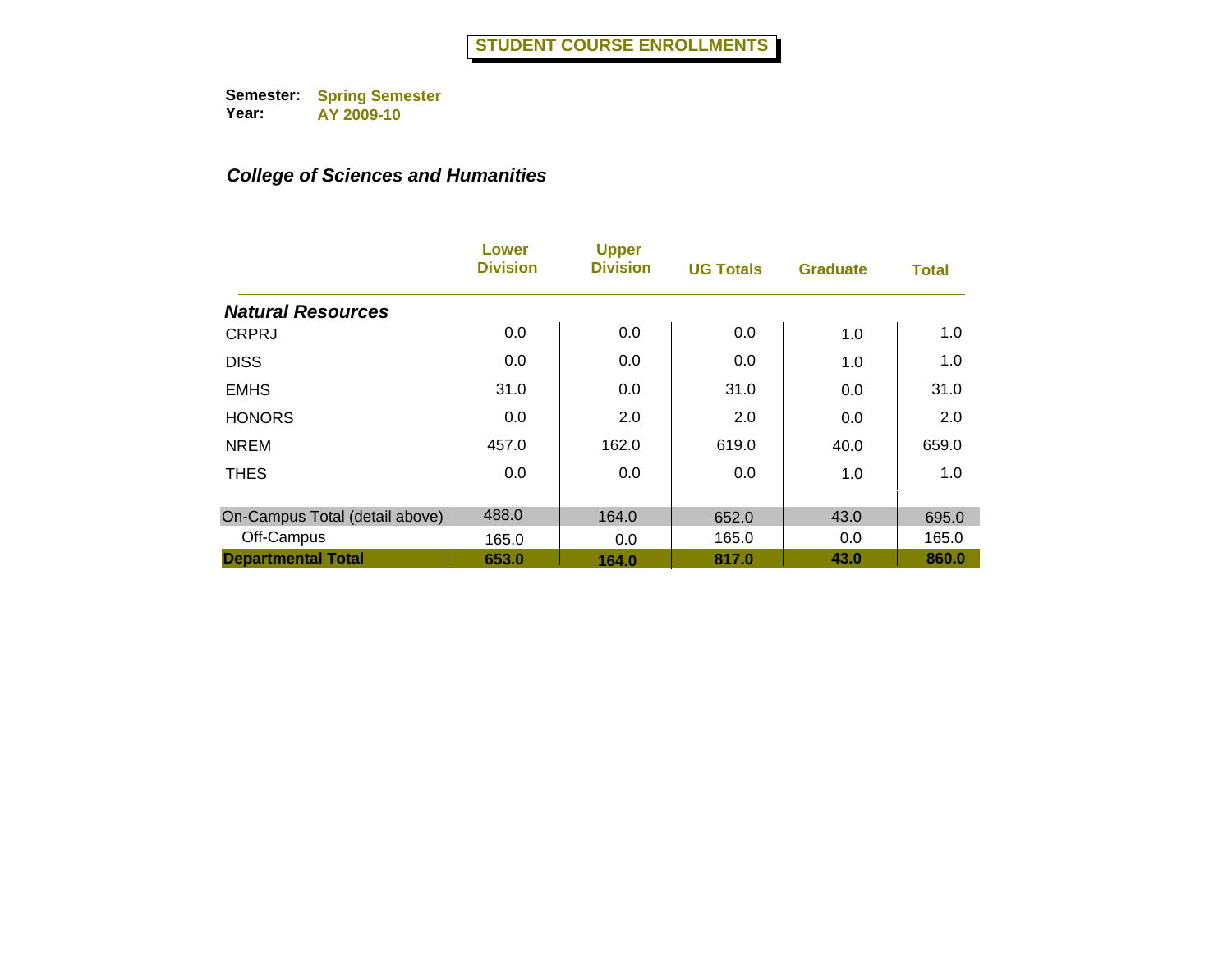# STUDENT COURSE ENROLLMENTS

**Semester:** Spring Semester
**Year:** AY 2009-10

## *College of Sciences and Humanities*

| | Lower Division | Upper Division | UG Totals | Graduate | Total |
|---|---|---|---|---|---|
| ***Natural Resources*** | | | | | |
| CRPRJ | 0.0 | 0.0 | 0.0 | 1.0 | 1.0 |
| DISS | 0.0 | 0.0 | 0.0 | 1.0 | 1.0 |
| EMHS | 31.0 | 0.0 | 31.0 | 0.0 | 31.0 |
| HONORS | 0.0 | 2.0 | 2.0 | 0.0 | 2.0 |
| NREM | 457.0 | 162.0 | 619.0 | 40.0 | 659.0 |
| THES | 0.0 | 0.0 | 0.0 | 1.0 | 1.0 |
| On-Campus Total (detail above) | 488.0 | 164.0 | 652.0 | 43.0 | 695.0 |
| Off-Campus | 165.0 | 0.0 | 165.0 | 0.0 | 165.0 |
| **Departmental Total** | **653.0** | **164.0** | **817.0** | **43.0** | **860.0** |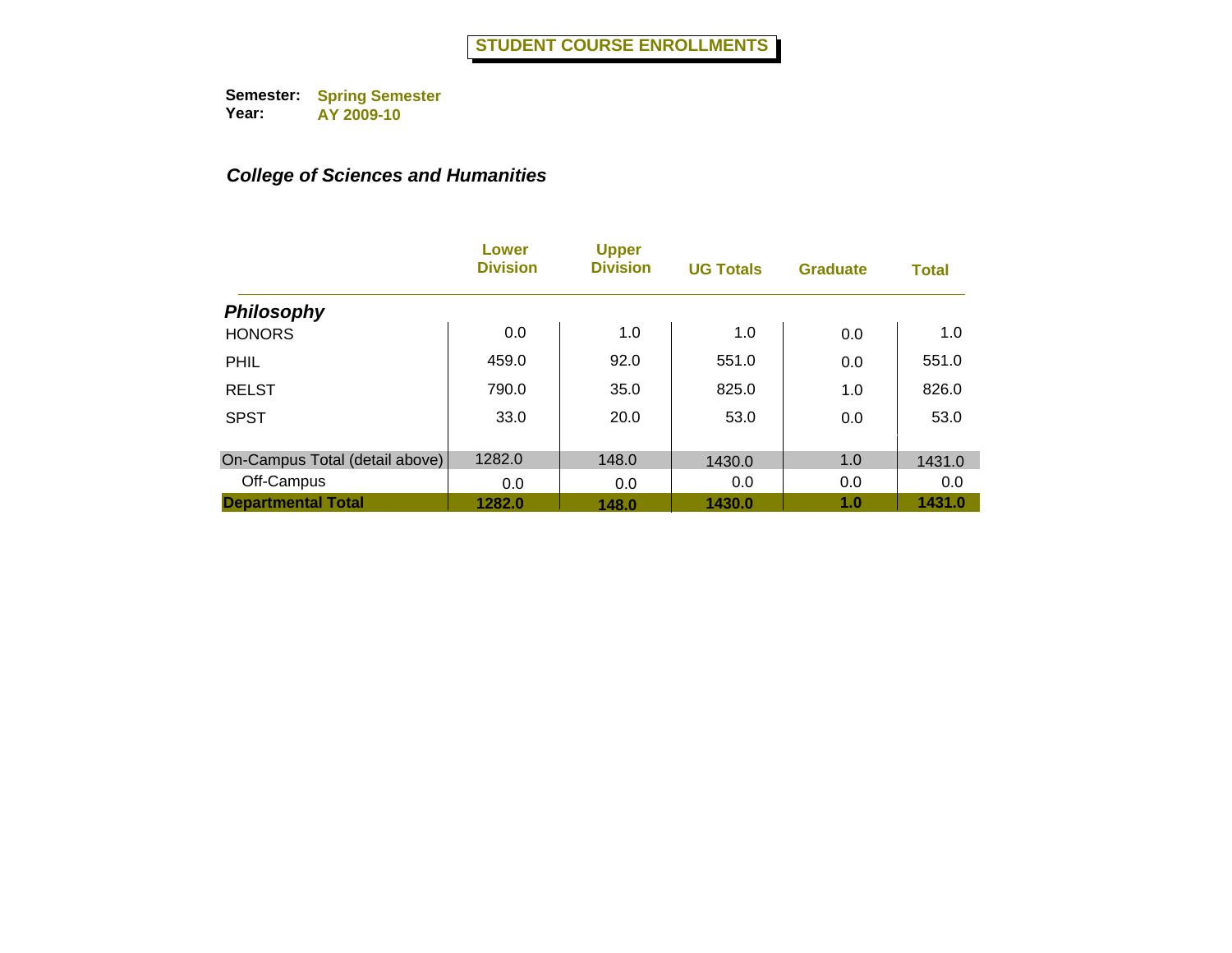# STUDENT COURSE ENROLLMENTS

**Semester:** **Spring Semester**
**Year:** **AY 2009-10**

***College of Sciences and Humanities***

| | Lower Division | Upper Division | UG Totals | Graduate | Total |
|---|---|---|---|---|---|
| ***Philosophy*** | | | | | |
| HONORS | 0.0 | 1.0 | 1.0 | 0.0 | 1.0 |
| PHIL | 459.0 | 92.0 | 551.0 | 0.0 | 551.0 |
| RELST | 790.0 | 35.0 | 825.0 | 1.0 | 826.0 |
| SPST | 33.0 | 20.0 | 53.0 | 0.0 | 53.0 |
| On-Campus Total (detail above) | 1282.0 | 148.0 | 1430.0 | 1.0 | 1431.0 |
| Off-Campus | 0.0 | 0.0 | 0.0 | 0.0 | 0.0 |
| **Departmental Total** | **1282.0** | **148.0** | **1430.0** | **1.0** | **1431.0** |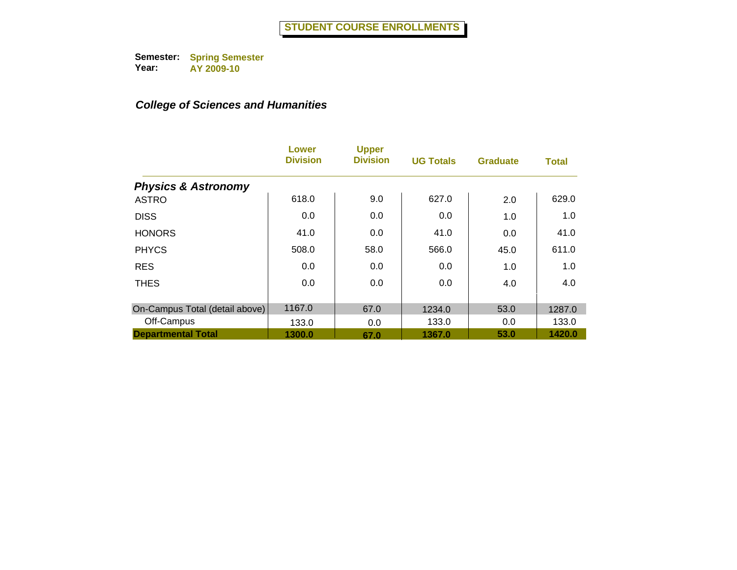# STUDENT COURSE ENROLLMENTS

**Semester:** Spring Semester
**Year:** AY 2009-10

***College of Sciences and Humanities***

| | Lower Division | Upper Division | UG Totals | Graduate | Total |
|---|---|---|---|---|---|
| ***Physics & Astronomy*** | | | | | |
| ASTRO | 618.0 | 9.0 | 627.0 | 2.0 | 629.0 |
| DISS | 0.0 | 0.0 | 0.0 | 1.0 | 1.0 |
| HONORS | 41.0 | 0.0 | 41.0 | 0.0 | 41.0 |
| PHYCS | 508.0 | 58.0 | 566.0 | 45.0 | 611.0 |
| RES | 0.0 | 0.0 | 0.0 | 1.0 | 1.0 |
| THES | 0.0 | 0.0 | 0.0 | 4.0 | 4.0 |
| On-Campus Total (detail above) | 1167.0 | 67.0 | 1234.0 | 53.0 | 1287.0 |
| Off-Campus | 133.0 | 0.0 | 133.0 | 0.0 | 133.0 |
| **Departmental Total** | **1300.0** | **67.0** | **1367.0** | **53.0** | **1420.0** |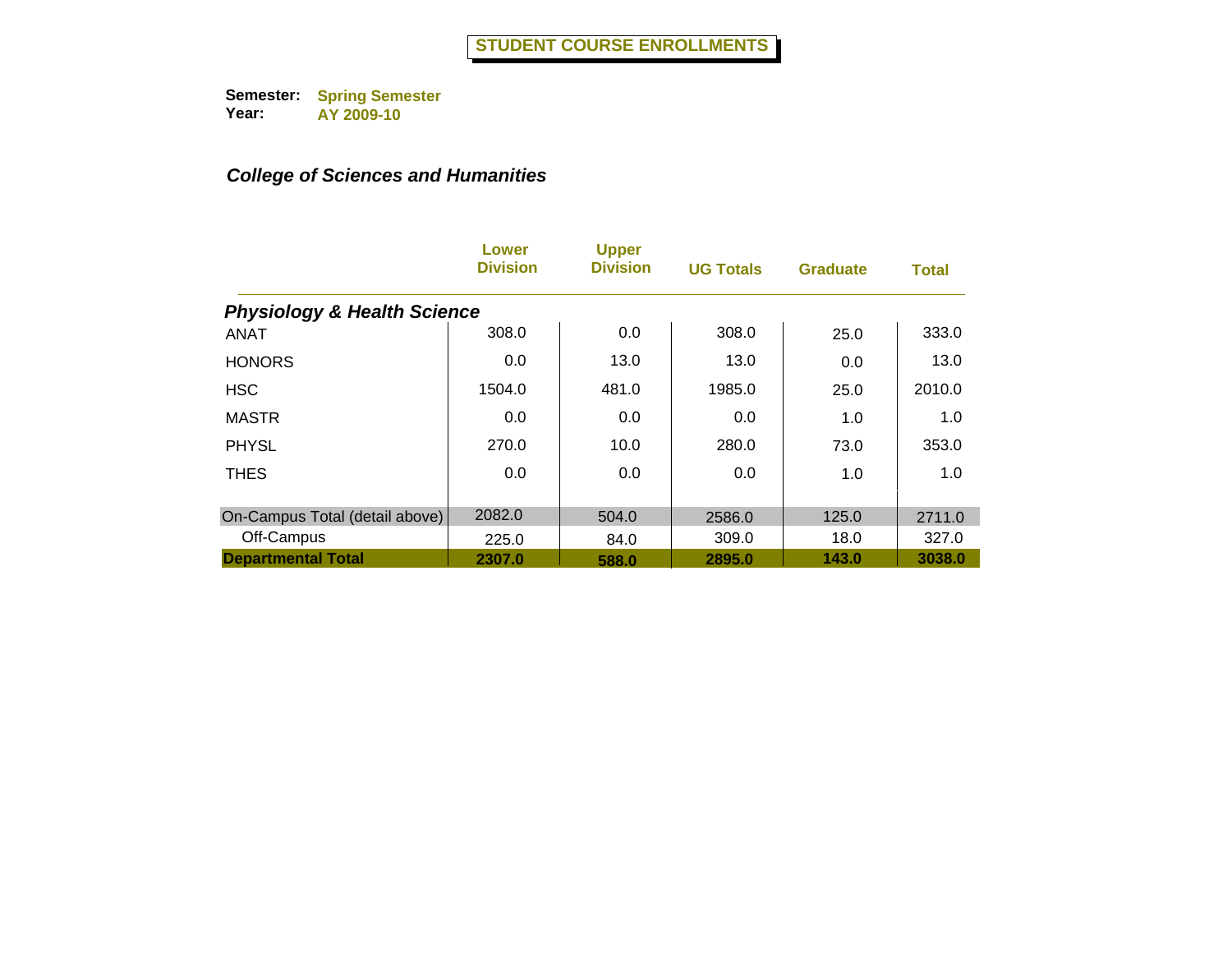# STUDENT COURSE ENROLLMENTS

**Semester:** Spring Semester
**Year:** AY 2009-10

***College of Sciences and Humanities***

| | Lower Division | Upper Division | UG Totals | Graduate | Total |
|---|---|---|---|---|---|
| ***Physiology & Health Science*** | | | | | |
| ANAT | 308.0 | 0.0 | 308.0 | 25.0 | 333.0 |
| HONORS | 0.0 | 13.0 | 13.0 | 0.0 | 13.0 |
| HSC | 1504.0 | 481.0 | 1985.0 | 25.0 | 2010.0 |
| MASTR | 0.0 | 0.0 | 0.0 | 1.0 | 1.0 |
| PHYSL | 270.0 | 10.0 | 280.0 | 73.0 | 353.0 |
| THES | 0.0 | 0.0 | 0.0 | 1.0 | 1.0 |
| On-Campus Total (detail above) | 2082.0 | 504.0 | 2586.0 | 125.0 | 2711.0 |
| Off-Campus | 225.0 | 84.0 | 309.0 | 18.0 | 327.0 |
| **Departmental Total** | **2307.0** | **588.0** | **2895.0** | **143.0** | **3038.0** |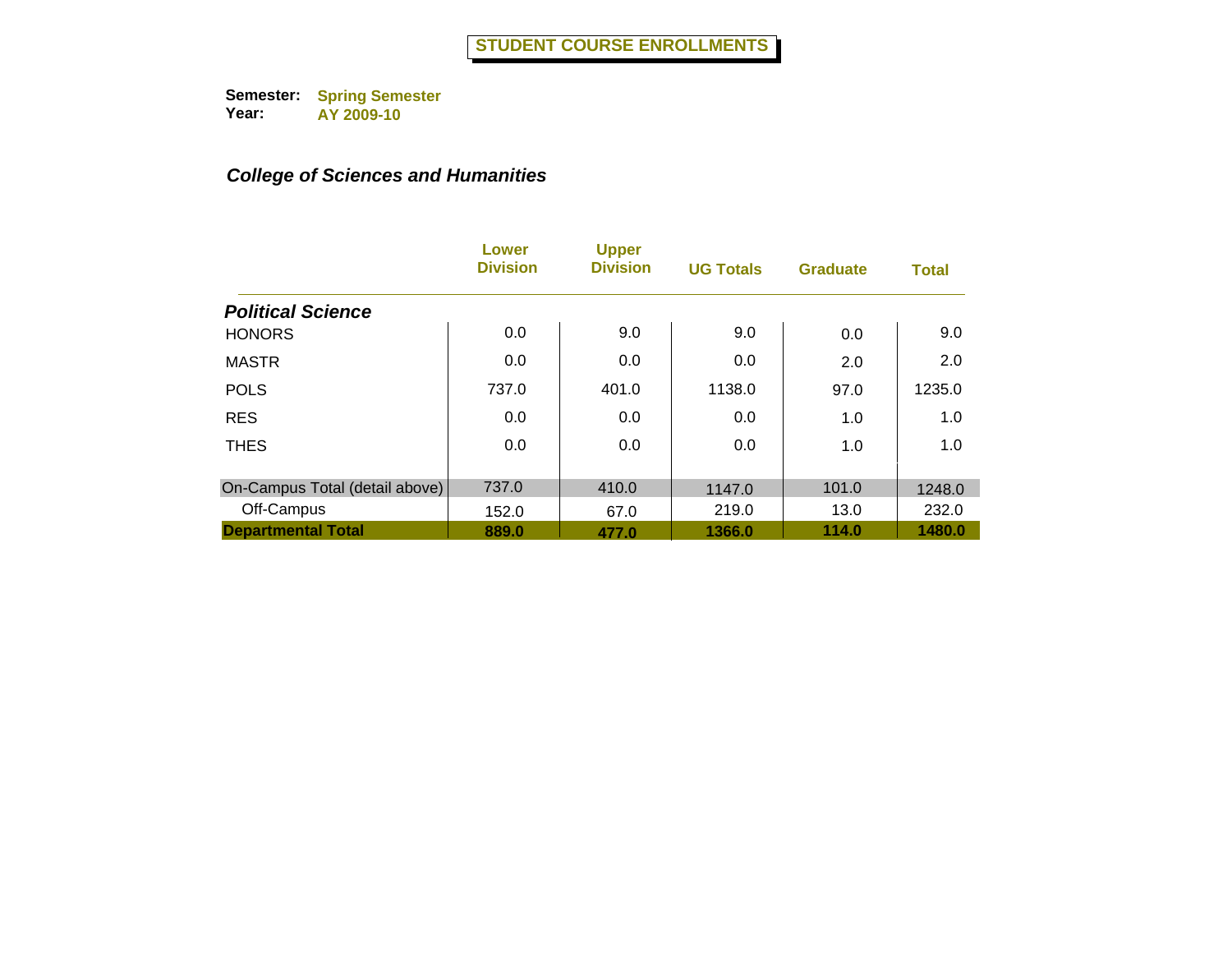# STUDENT COURSE ENROLLMENTS

**Semester:** Spring Semester
**Year:** AY 2009-10

### *College of Sciences and Humanities*

| | Lower Division | Upper Division | UG Totals | Graduate | Total |
|---|---|---|---|---|---|
| ***Political Science*** | | | | | |
| HONORS | 0.0 | 9.0 | 9.0 | 0.0 | 9.0 |
| MASTR | 0.0 | 0.0 | 0.0 | 2.0 | 2.0 |
| POLS | 737.0 | 401.0 | 1138.0 | 97.0 | 1235.0 |
| RES | 0.0 | 0.0 | 0.0 | 1.0 | 1.0 |
| THES | 0.0 | 0.0 | 0.0 | 1.0 | 1.0 |
| On-Campus Total (detail above) | 737.0 | 410.0 | 1147.0 | 101.0 | 1248.0 |
| Off-Campus | 152.0 | 67.0 | 219.0 | 13.0 | 232.0 |
| **Departmental Total** | **889.0** | **477.0** | **1366.0** | **114.0** | **1480.0** |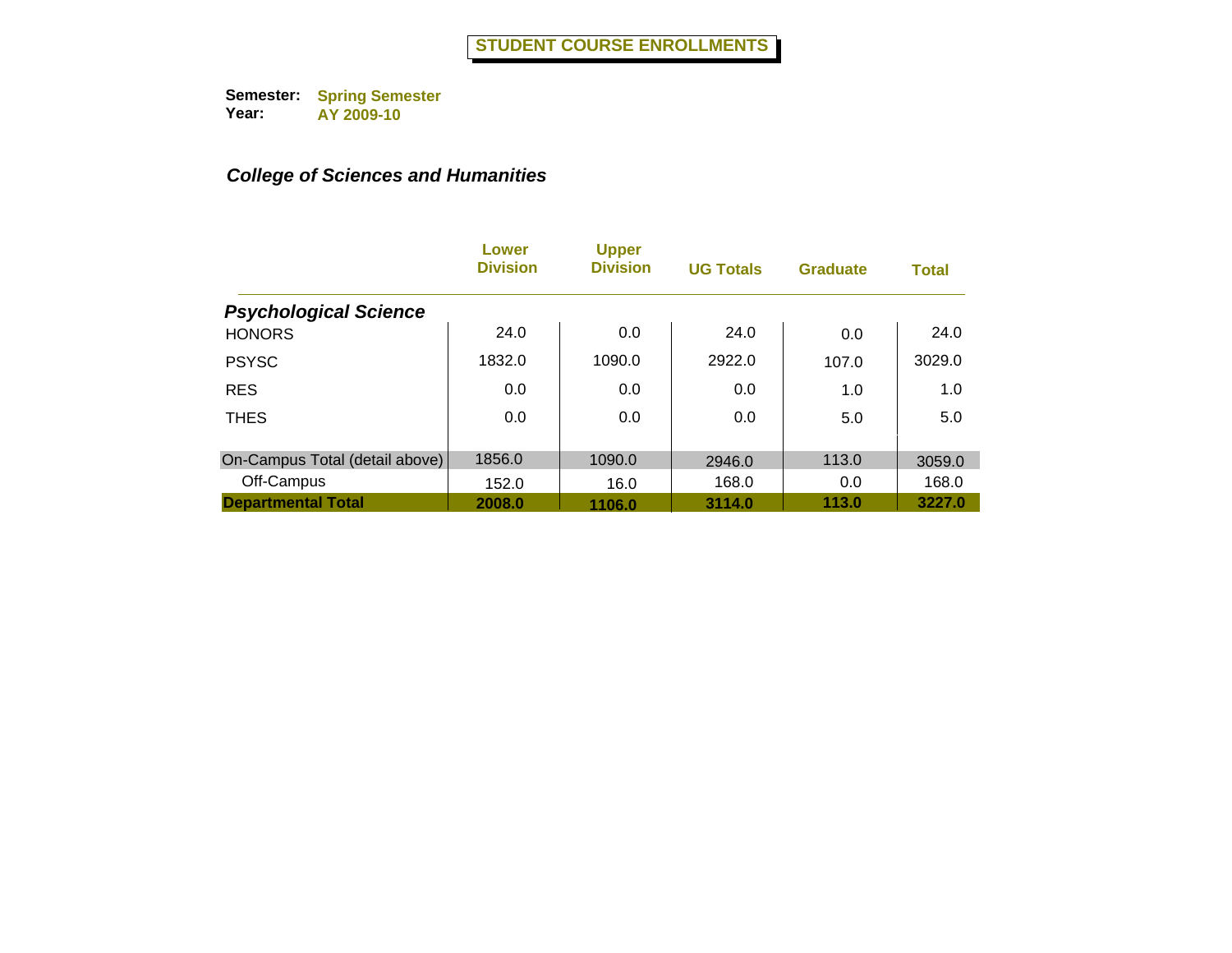# STUDENT COURSE ENROLLMENTS

**Semester:** Spring Semester
**Year:** AY 2009-10

***College of Sciences and Humanities***

| | Lower Division | Upper Division | UG Totals | Graduate | Total |
|---|---|---|---|---|---|
| ***Psychological Science*** | | | | | |
| HONORS | 24.0 | 0.0 | 24.0 | 0.0 | 24.0 |
| PSYSC | 1832.0 | 1090.0 | 2922.0 | 107.0 | 3029.0 |
| RES | 0.0 | 0.0 | 0.0 | 1.0 | 1.0 |
| THES | 0.0 | 0.0 | 0.0 | 5.0 | 5.0 |
| On-Campus Total (detail above) | 1856.0 | 1090.0 | 2946.0 | 113.0 | 3059.0 |
| Off-Campus | 152.0 | 16.0 | 168.0 | 0.0 | 168.0 |
| **Departmental Total** | **2008.0** | **1106.0** | **3114.0** | **113.0** | **3227.0** |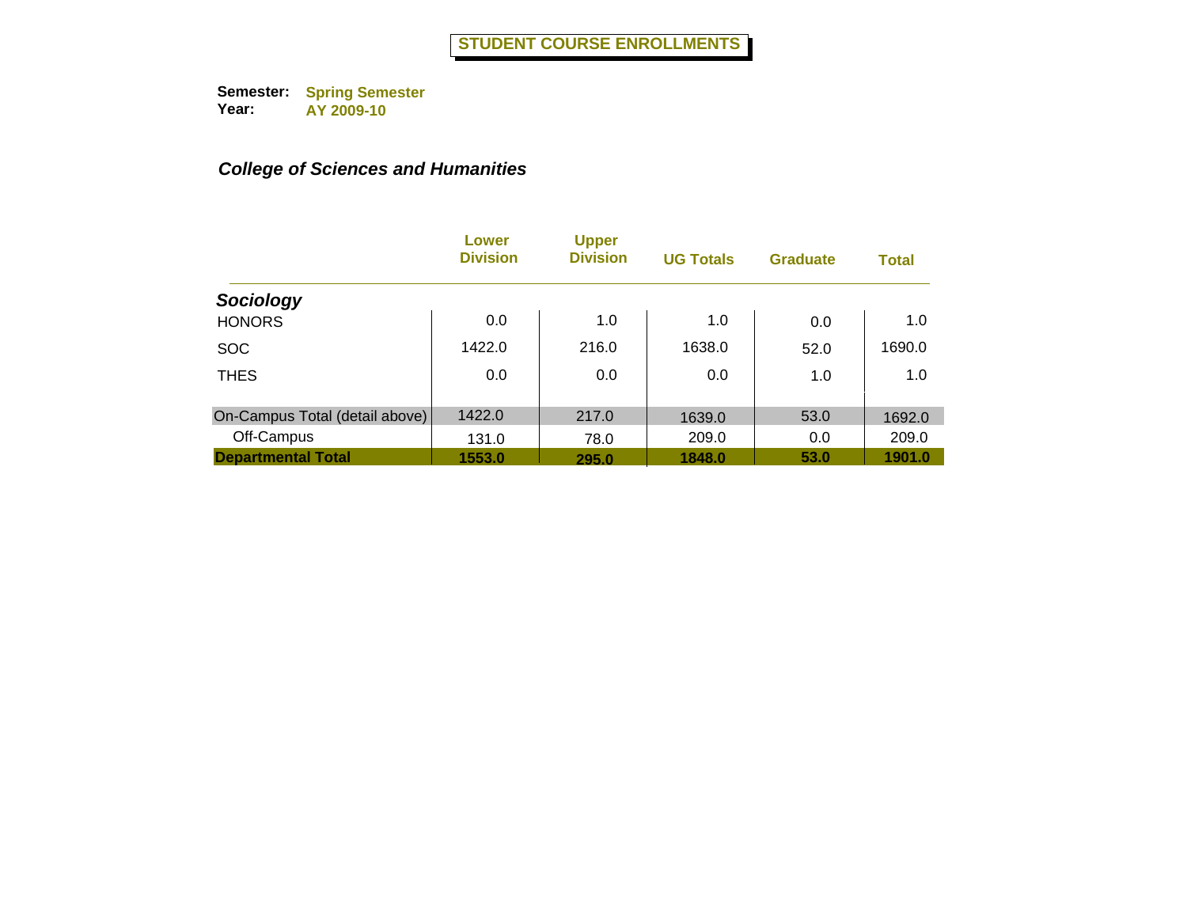# STUDENT COURSE ENROLLMENTS

**Semester:** Spring Semester
**Year:** AY 2009-10

***College of Sciences and Humanities***

| | Lower Division | Upper Division | UG Totals | Graduate | Total |
|---|---|---|---|---|---|
| ***Sociology*** | | | | | |
| HONORS | 0.0 | 1.0 | 1.0 | 0.0 | 1.0 |
| SOC | 1422.0 | 216.0 | 1638.0 | 52.0 | 1690.0 |
| THES | 0.0 | 0.0 | 0.0 | 1.0 | 1.0 |
| On-Campus Total (detail above) | 1422.0 | 217.0 | 1639.0 | 53.0 | 1692.0 |
| Off-Campus | 131.0 | 78.0 | 209.0 | 0.0 | 209.0 |
| **Departmental Total** | **1553.0** | **295.0** | **1848.0** | **53.0** | **1901.0** |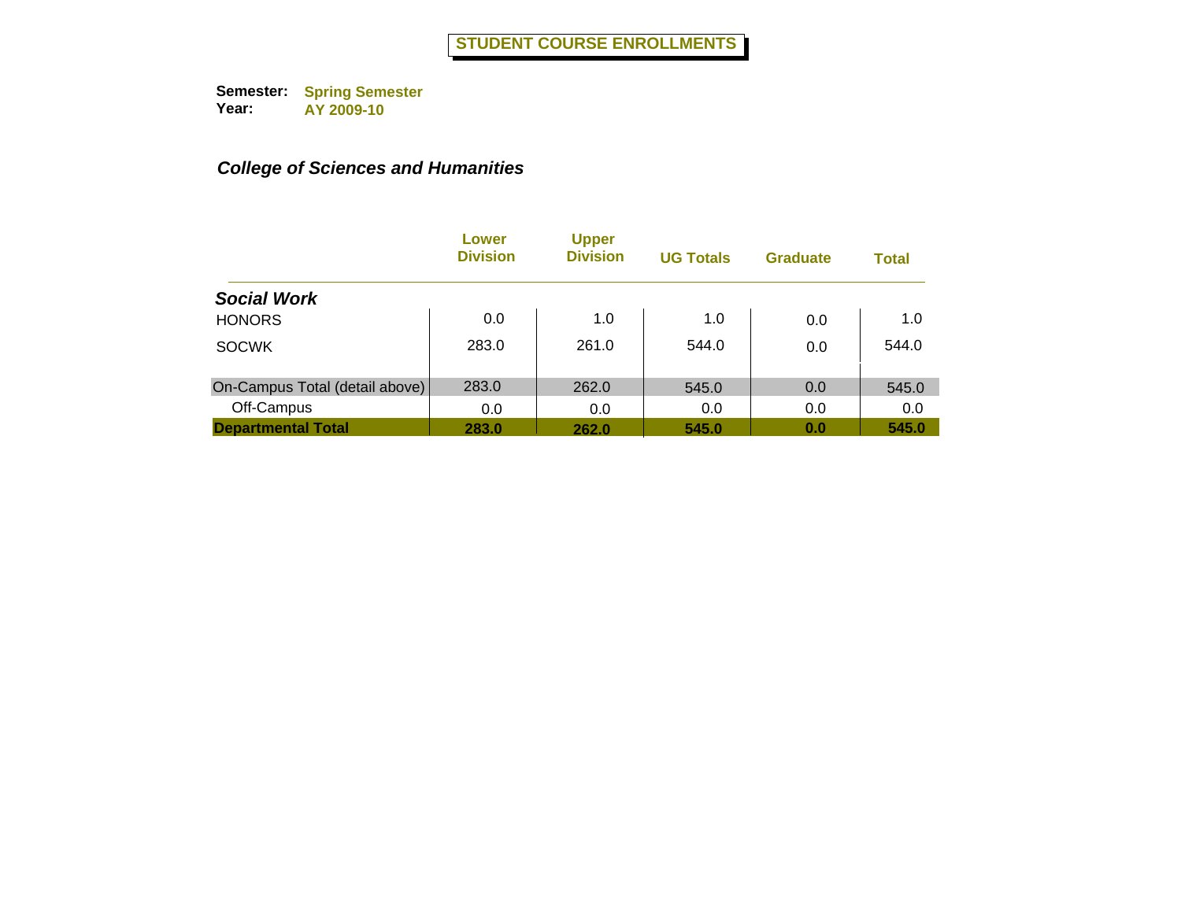# STUDENT COURSE ENROLLMENTS

**Semester:** Spring Semester
**Year:** AY 2009-10

### *College of Sciences and Humanities*

| | Lower Division | Upper Division | UG Totals | Graduate | Total |
|---|---|---|---|---|---|
| ***Social Work*** | | | | | |
| HONORS | 0.0 | 1.0 | 1.0 | 0.0 | 1.0 |
| SOCWK | 283.0 | 261.0 | 544.0 | 0.0 | 544.0 |
| On-Campus Total (detail above) | 283.0 | 262.0 | 545.0 | 0.0 | 545.0 |
| Off-Campus | 0.0 | 0.0 | 0.0 | 0.0 | 0.0 |
| **Departmental Total** | **283.0** | **262.0** | **545.0** | **0.0** | **545.0** |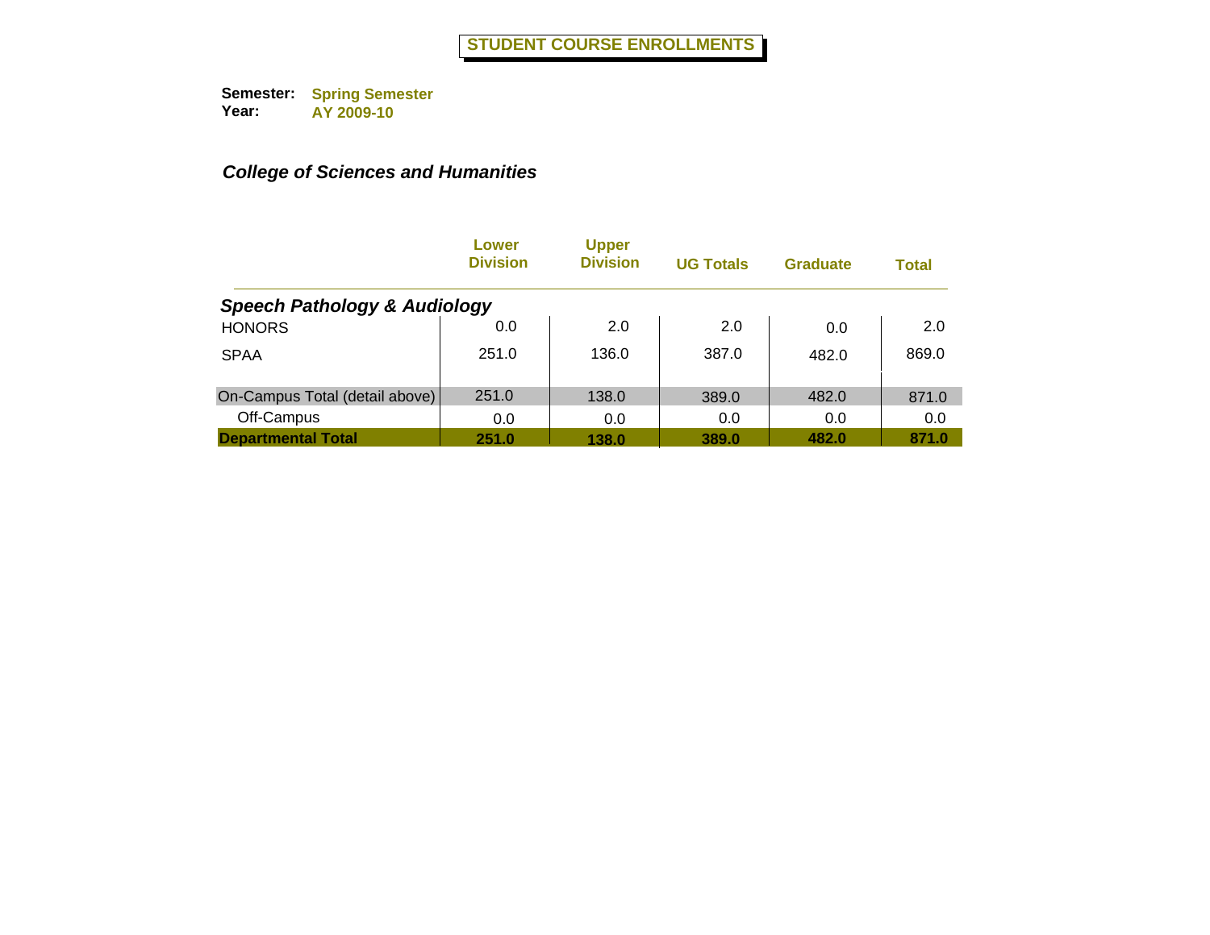# STUDENT COURSE ENROLLMENTS

**Semester:** **Spring Semester**
**Year:** **AY 2009-10**

### *College of Sciences and Humanities*

| | Lower Division | Upper Division | UG Totals | Graduate | Total |
|---|---|---|---|---|---|
| ***Speech Pathology & Audiology*** | | | | | |
| HONORS | 0.0 | 2.0 | 2.0 | 0.0 | 2.0 |
| SPAA | 251.0 | 136.0 | 387.0 | 482.0 | 869.0 |
| On-Campus Total (detail above) | 251.0 | 138.0 | 389.0 | 482.0 | 871.0 |
| Off-Campus | 0.0 | 0.0 | 0.0 | 0.0 | 0.0 |
| **Departmental Total** | **251.0** | **138.0** | **389.0** | **482.0** | **871.0** |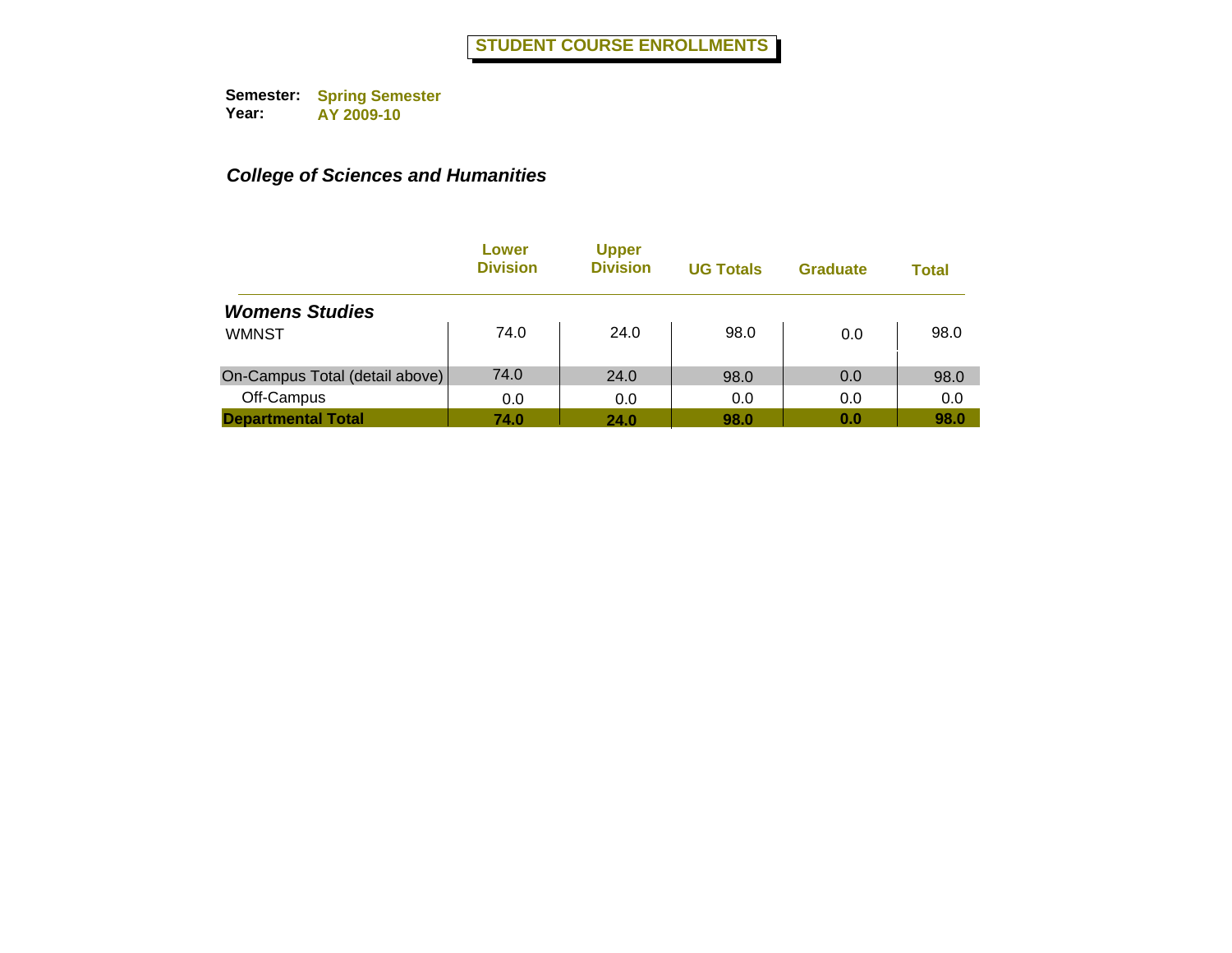# STUDENT COURSE ENROLLMENTS

**Semester:** Spring Semester
**Year:** AY 2009-10

***College of Sciences and Humanities***

| | Lower Division | Upper Division | UG Totals | Graduate | Total |
|---|---|---|---|---|---|
| ***Womens Studies*** | | | | | |
| WMNST | 74.0 | 24.0 | 98.0 | 0.0 | 98.0 |
| On-Campus Total (detail above) | 74.0 | 24.0 | 98.0 | 0.0 | 98.0 |
| Off-Campus | 0.0 | 0.0 | 0.0 | 0.0 | 0.0 |
| **Departmental Total** | **74.0** | **24.0** | **98.0** | **0.0** | **98.0** |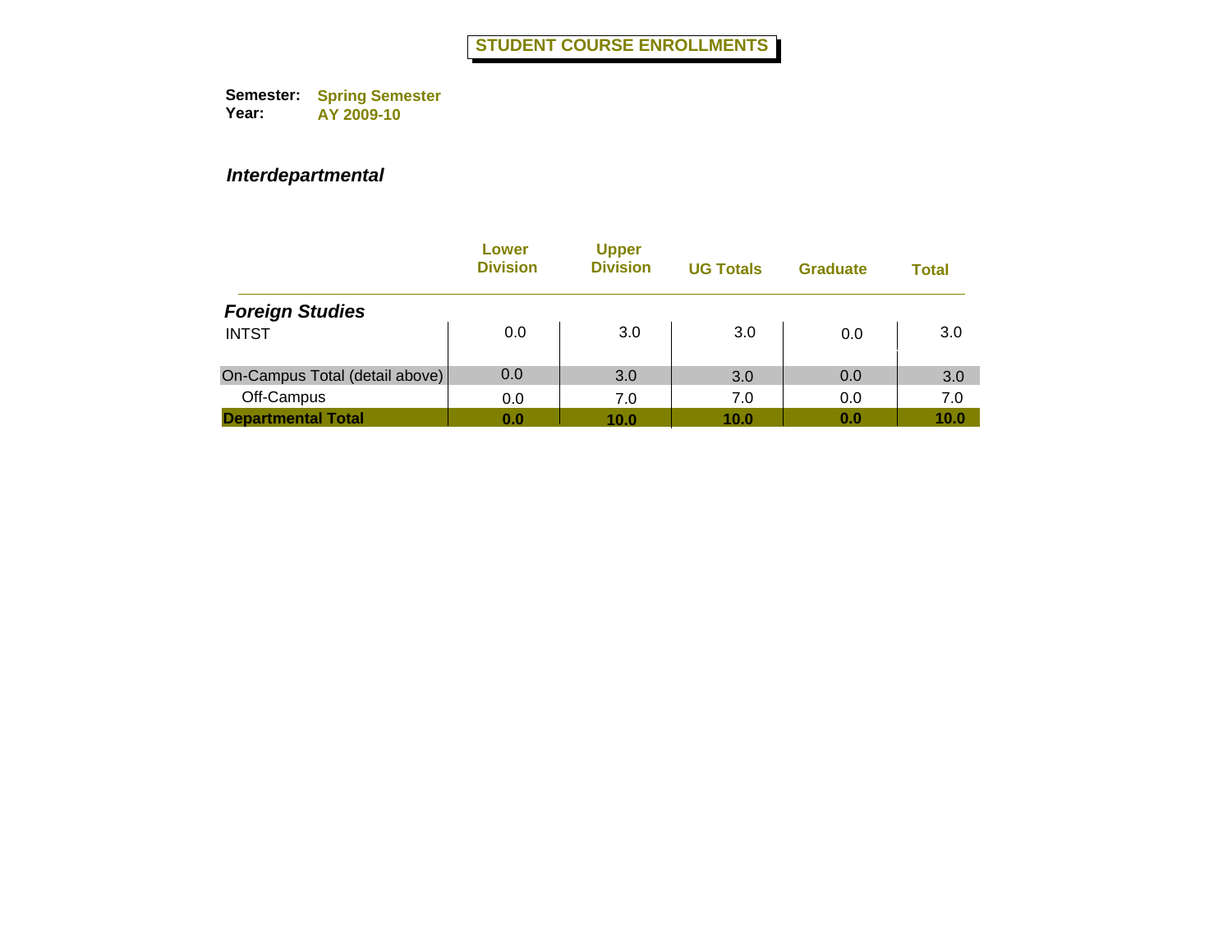# STUDENT COURSE ENROLLMENTS

**Semester:** Spring Semester
**Year:** AY 2009-10

***Interdepartmental***

| | Lower Division | Upper Division | UG Totals | Graduate | Total |
|---|---|---|---|---|---|
| ***Foreign Studies*** | | | | | |
| INTST | 0.0 | 3.0 | 3.0 | 0.0 | 3.0 |
| On-Campus Total (detail above) | 0.0 | 3.0 | 3.0 | 0.0 | 3.0 |
| Off-Campus | 0.0 | 7.0 | 7.0 | 0.0 | 7.0 |
| **Departmental Total** | **0.0** | **10.0** | **10.0** | **0.0** | **10.0** |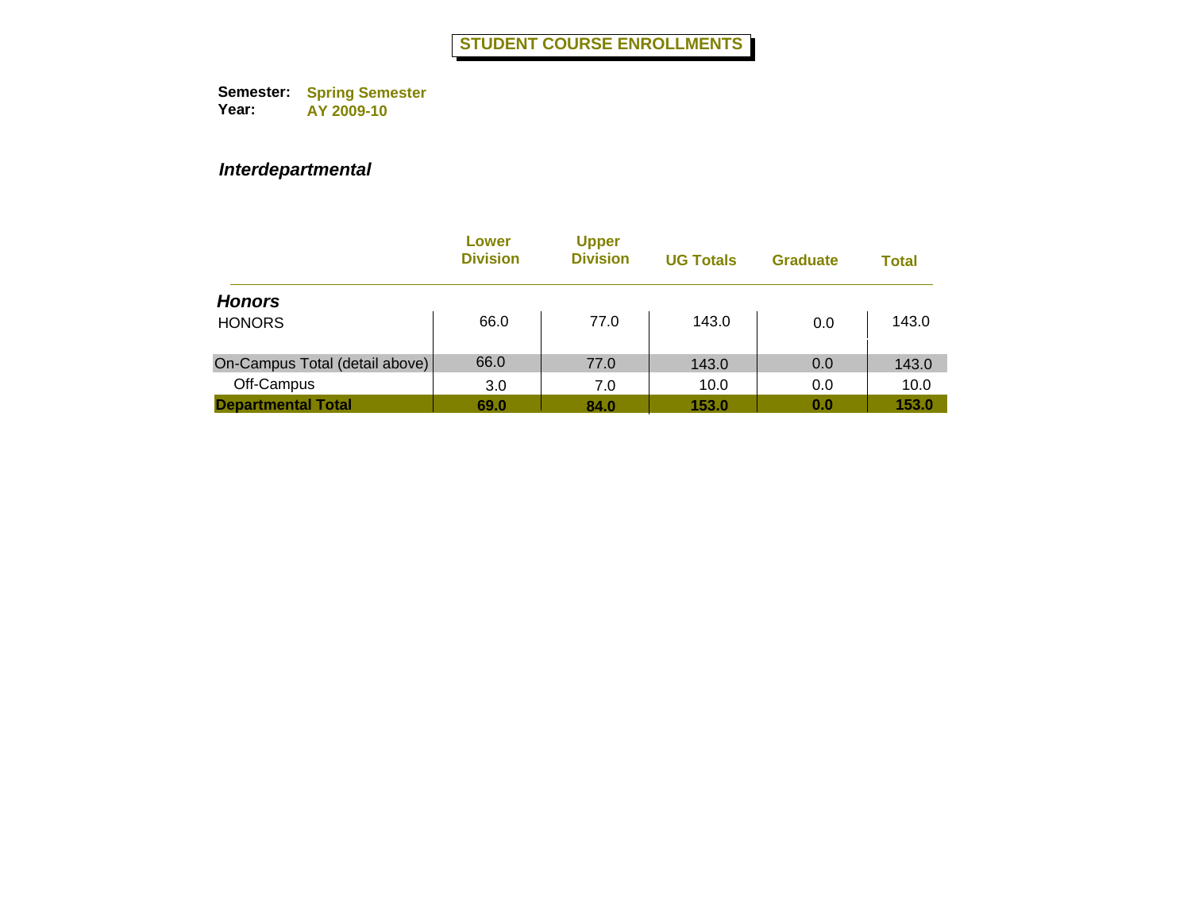# STUDENT COURSE ENROLLMENTS

**Semester:** **Spring Semester**
**Year:** **AY 2009-10**

## *Interdepartmental*

| | Lower Division | Upper Division | UG Totals | Graduate | Total |
|---|---|---|---|---|---|
| ***Honors*** | | | | | |
| HONORS | 66.0 | 77.0 | 143.0 | 0.0 | 143.0 |
| On-Campus Total (detail above) | 66.0 | 77.0 | 143.0 | 0.0 | 143.0 |
| Off-Campus | 3.0 | 7.0 | 10.0 | 0.0 | 10.0 |
| **Departmental Total** | **69.0** | **84.0** | **153.0** | **0.0** | **153.0** |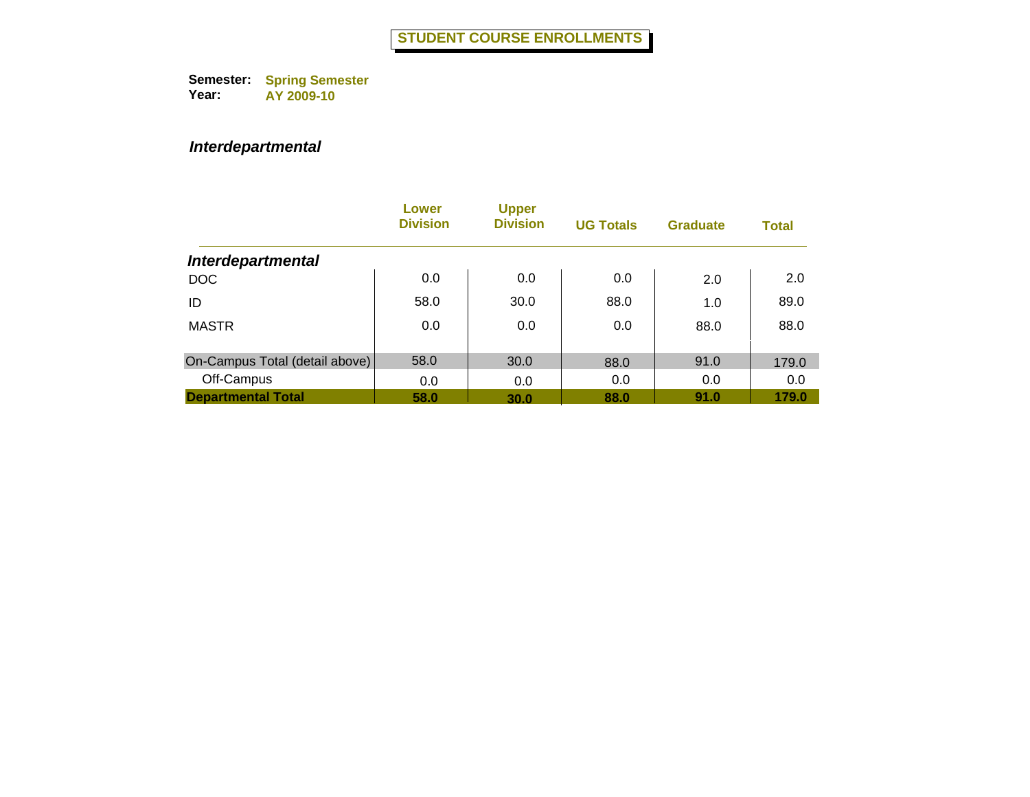# STUDENT COURSE ENROLLMENTS

**Semester:** Spring Semester
**Year:** AY 2009-10

***Interdepartmental***

| | Lower Division | Upper Division | UG Totals | Graduate | Total |
|---|---|---|---|---|---|
| ***Interdepartmental*** | | | | | |
| DOC | 0.0 | 0.0 | 0.0 | 2.0 | 2.0 |
| ID | 58.0 | 30.0 | 88.0 | 1.0 | 89.0 |
| MASTR | 0.0 | 0.0 | 0.0 | 88.0 | 88.0 |
| On-Campus Total (detail above) | 58.0 | 30.0 | 88.0 | 91.0 | 179.0 |
| Off-Campus | 0.0 | 0.0 | 0.0 | 0.0 | 0.0 |
| **Departmental Total** | **58.0** | **30.0** | **88.0** | **91.0** | **179.0** |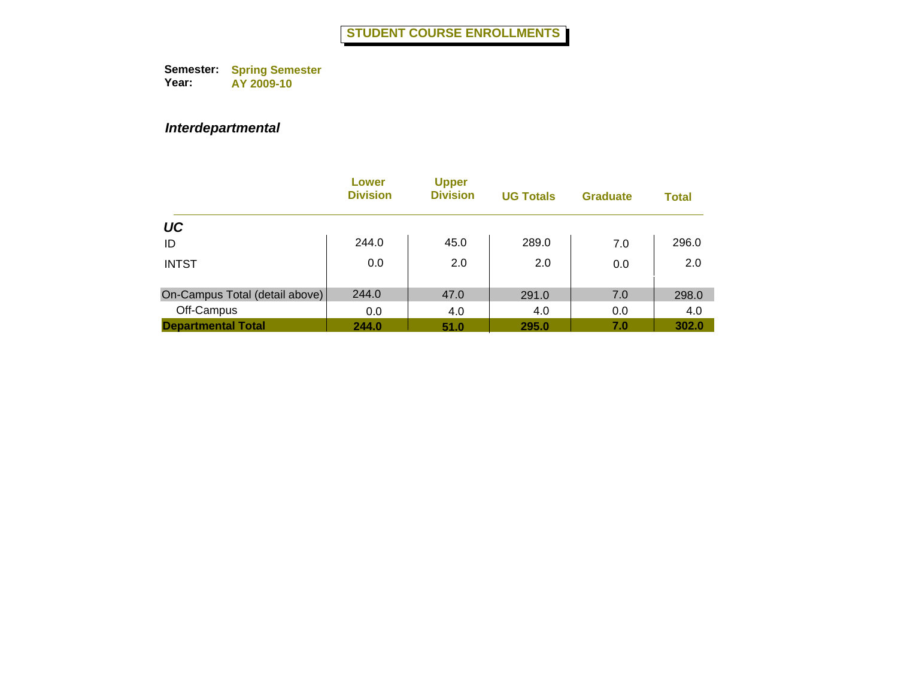# STUDENT COURSE ENROLLMENTS

**Semester:** Spring Semester
**Year:** AY 2009-10

***Interdepartmental***

| | Lower Division | Upper Division | UG Totals | Graduate | Total |
|---|---|---|---|---|---|
| ***UC*** | | | | | |
| ID | 244.0 | 45.0 | 289.0 | 7.0 | 296.0 |
| INTST | 0.0 | 2.0 | 2.0 | 0.0 | 2.0 |
| On-Campus Total (detail above) | 244.0 | 47.0 | 291.0 | 7.0 | 298.0 |
| Off-Campus | 0.0 | 4.0 | 4.0 | 0.0 | 4.0 |
| **Departmental Total** | **244.0** | **51.0** | **295.0** | **7.0** | **302.0** |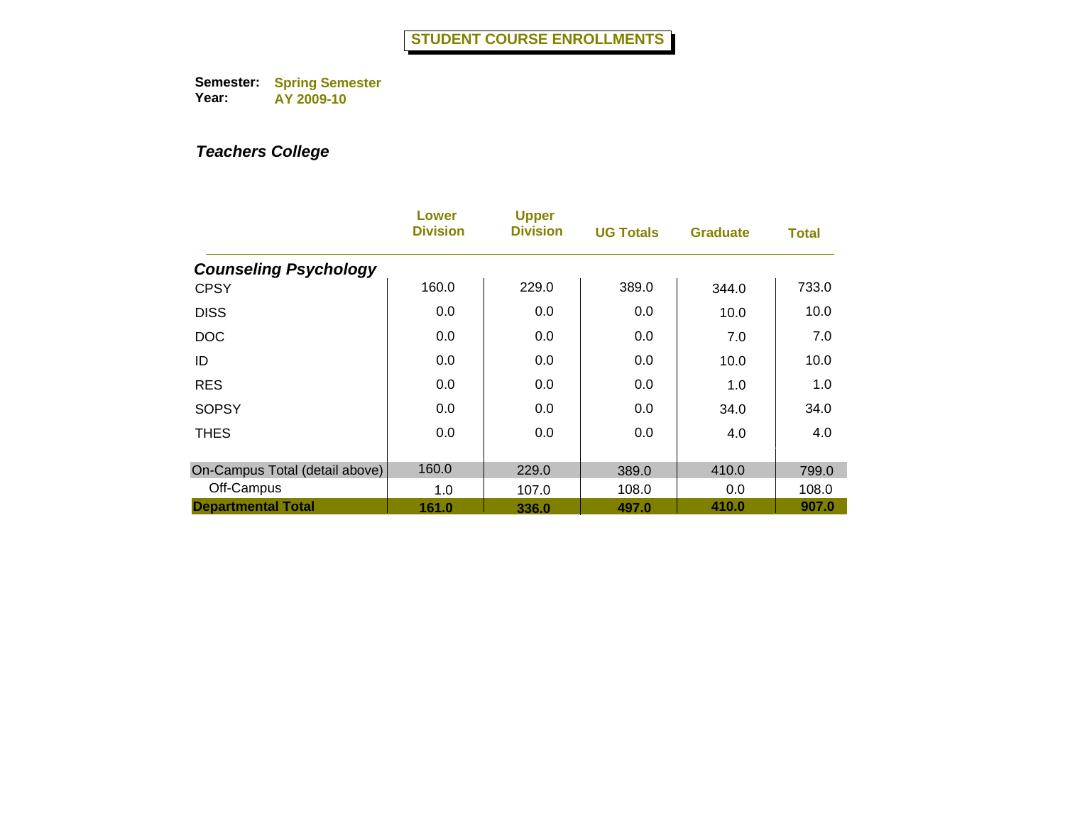# STUDENT COURSE ENROLLMENTS

**Semester:** **Spring Semester**
**Year:** **AY 2009-10**

***Teachers College***

| | Lower Division | Upper Division | UG Totals | Graduate | Total |
|---|---|---|---|---|---|
| ***Counseling Psychology*** | | | | | |
| CPSY | 160.0 | 229.0 | 389.0 | 344.0 | 733.0 |
| DISS | 0.0 | 0.0 | 0.0 | 10.0 | 10.0 |
| DOC | 0.0 | 0.0 | 0.0 | 7.0 | 7.0 |
| ID | 0.0 | 0.0 | 0.0 | 10.0 | 10.0 |
| RES | 0.0 | 0.0 | 0.0 | 1.0 | 1.0 |
| SOPSY | 0.0 | 0.0 | 0.0 | 34.0 | 34.0 |
| THES | 0.0 | 0.0 | 0.0 | 4.0 | 4.0 |
| On-Campus Total (detail above) | 160.0 | 229.0 | 389.0 | 410.0 | 799.0 |
| Off-Campus | 1.0 | 107.0 | 108.0 | 0.0 | 108.0 |
| **Departmental Total** | **161.0** | **336.0** | **497.0** | **410.0** | **907.0** |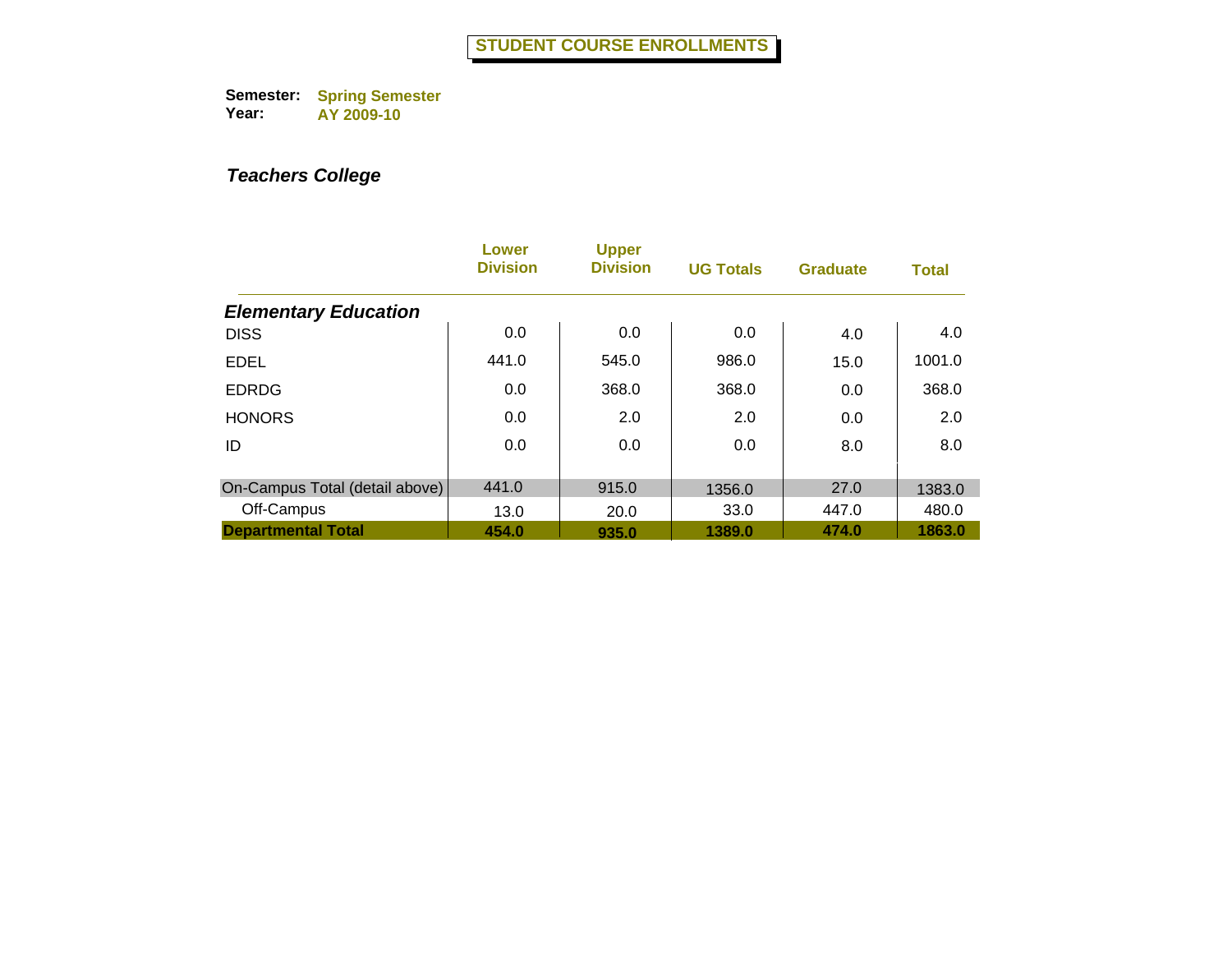# STUDENT COURSE ENROLLMENTS

**Semester:** Spring Semester
**Year:** AY 2009-10

***Teachers College***

| | Lower Division | Upper Division | UG Totals | Graduate | Total |
|---|---|---|---|---|---|
| ***Elementary Education*** | | | | | |
| DISS | 0.0 | 0.0 | 0.0 | 4.0 | 4.0 |
| EDEL | 441.0 | 545.0 | 986.0 | 15.0 | 1001.0 |
| EDRDG | 0.0 | 368.0 | 368.0 | 0.0 | 368.0 |
| HONORS | 0.0 | 2.0 | 2.0 | 0.0 | 2.0 |
| ID | 0.0 | 0.0 | 0.0 | 8.0 | 8.0 |
| On-Campus Total (detail above) | 441.0 | 915.0 | 1356.0 | 27.0 | 1383.0 |
| Off-Campus | 13.0 | 20.0 | 33.0 | 447.0 | 480.0 |
| **Departmental Total** | **454.0** | **935.0** | **1389.0** | **474.0** | **1863.0** |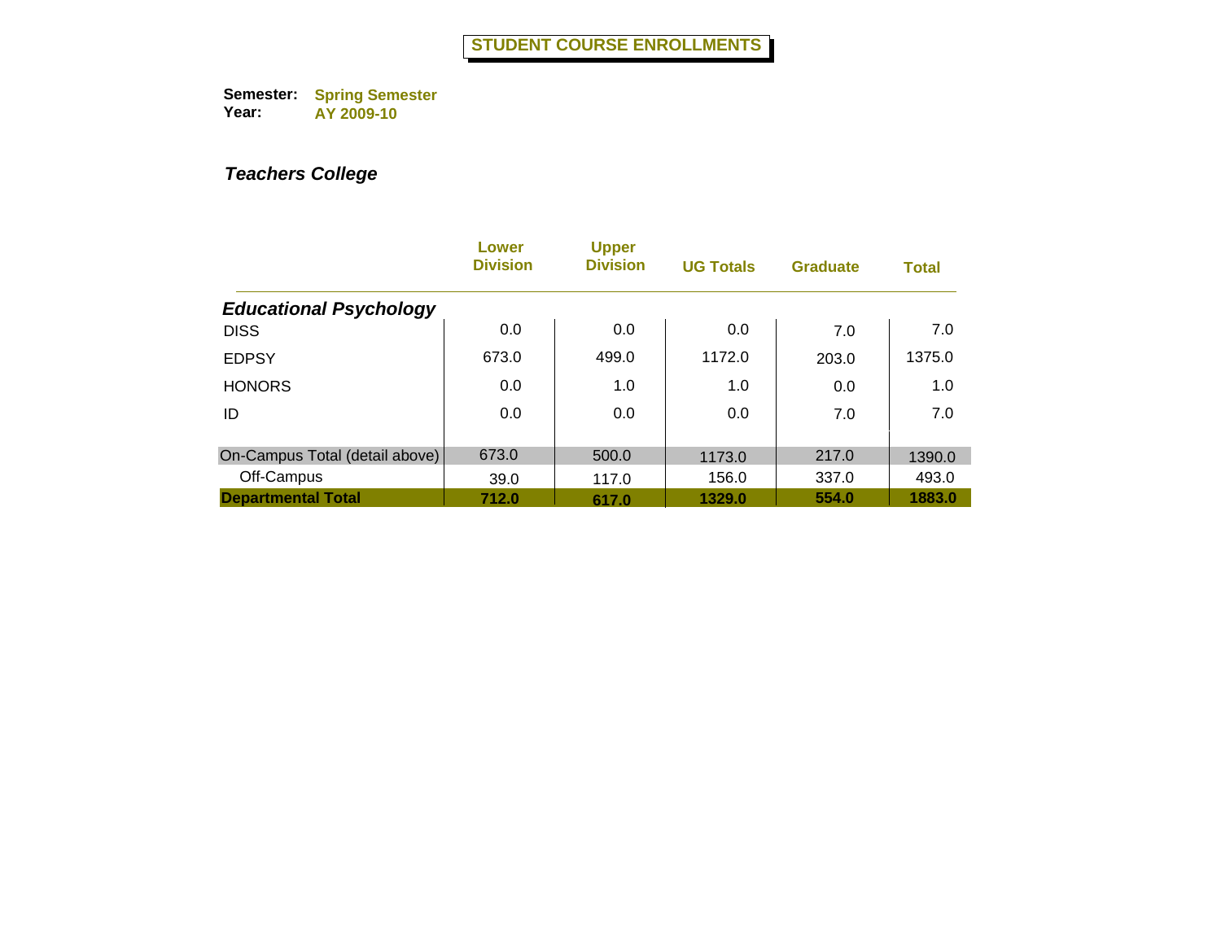# STUDENT COURSE ENROLLMENTS

**Semester:** Spring Semester
**Year:** AY 2009-10

***Teachers College***

| | Lower Division | Upper Division | UG Totals | Graduate | Total |
|---|---|---|---|---|---|
| ***Educational Psychology*** | | | | | |
| DISS | 0.0 | 0.0 | 0.0 | 7.0 | 7.0 |
| EDPSY | 673.0 | 499.0 | 1172.0 | 203.0 | 1375.0 |
| HONORS | 0.0 | 1.0 | 1.0 | 0.0 | 1.0 |
| ID | 0.0 | 0.0 | 0.0 | 7.0 | 7.0 |
| On-Campus Total (detail above) | 673.0 | 500.0 | 1173.0 | 217.0 | 1390.0 |
| Off-Campus | 39.0 | 117.0 | 156.0 | 337.0 | 493.0 |
| **Departmental Total** | **712.0** | **617.0** | **1329.0** | **554.0** | **1883.0** |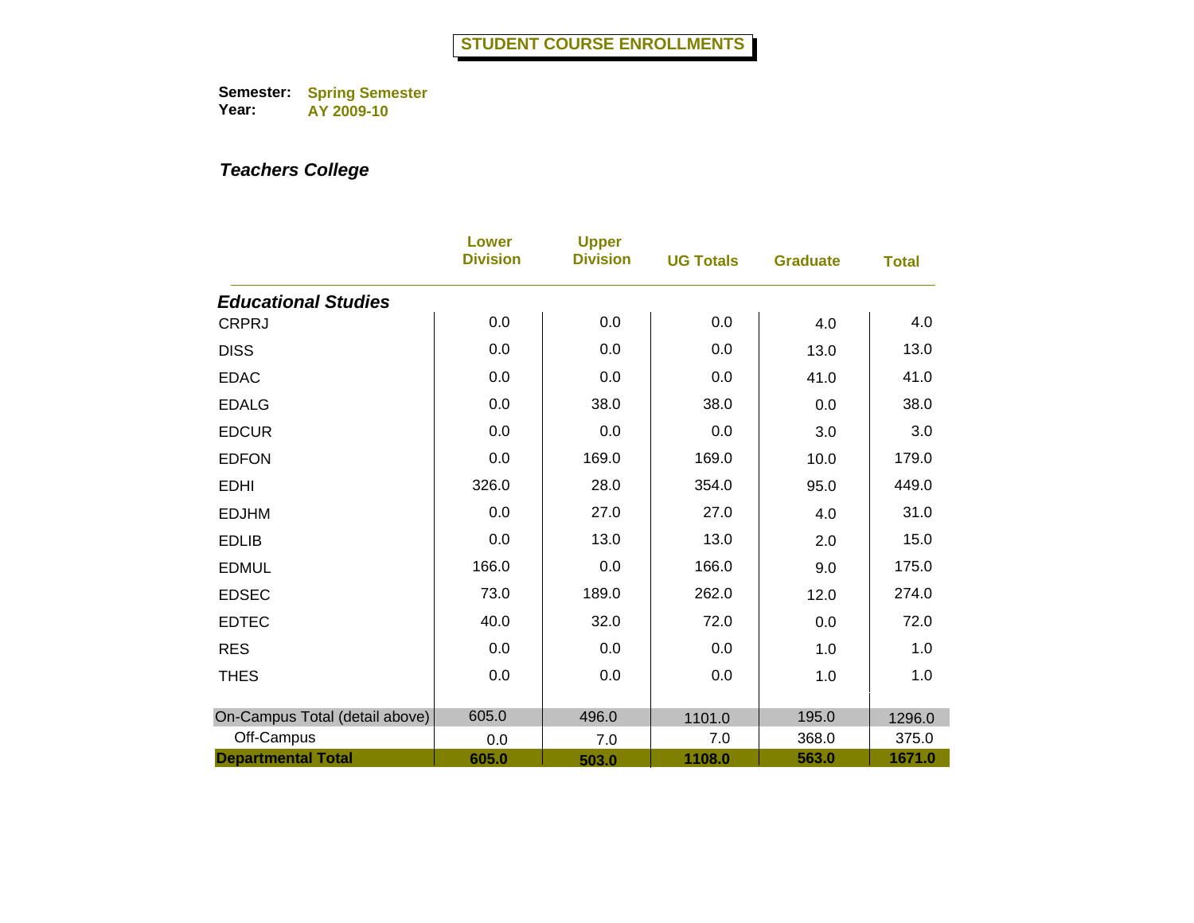# STUDENT COURSE ENROLLMENTS

**Semester:** Spring Semester
**Year:** AY 2009-10

## *Teachers College*

| | Lower Division | Upper Division | UG Totals | Graduate | Total |
|---|---|---|---|---|---|
| ***Educational Studies*** | | | | | |
| CRPRJ | 0.0 | 0.0 | 0.0 | 4.0 | 4.0 |
| DISS | 0.0 | 0.0 | 0.0 | 13.0 | 13.0 |
| EDAC | 0.0 | 0.0 | 0.0 | 41.0 | 41.0 |
| EDALG | 0.0 | 38.0 | 38.0 | 0.0 | 38.0 |
| EDCUR | 0.0 | 0.0 | 0.0 | 3.0 | 3.0 |
| EDFON | 0.0 | 169.0 | 169.0 | 10.0 | 179.0 |
| EDHI | 326.0 | 28.0 | 354.0 | 95.0 | 449.0 |
| EDJHM | 0.0 | 27.0 | 27.0 | 4.0 | 31.0 |
| EDLIB | 0.0 | 13.0 | 13.0 | 2.0 | 15.0 |
| EDMUL | 166.0 | 0.0 | 166.0 | 9.0 | 175.0 |
| EDSEC | 73.0 | 189.0 | 262.0 | 12.0 | 274.0 |
| EDTEC | 40.0 | 32.0 | 72.0 | 0.0 | 72.0 |
| RES | 0.0 | 0.0 | 0.0 | 1.0 | 1.0 |
| THES | 0.0 | 0.0 | 0.0 | 1.0 | 1.0 |
| On-Campus Total (detail above) | 605.0 | 496.0 | 1101.0 | 195.0 | 1296.0 |
| Off-Campus | 0.0 | 7.0 | 7.0 | 368.0 | 375.0 |
| **Departmental Total** | **605.0** | **503.0** | **1108.0** | **563.0** | **1671.0** |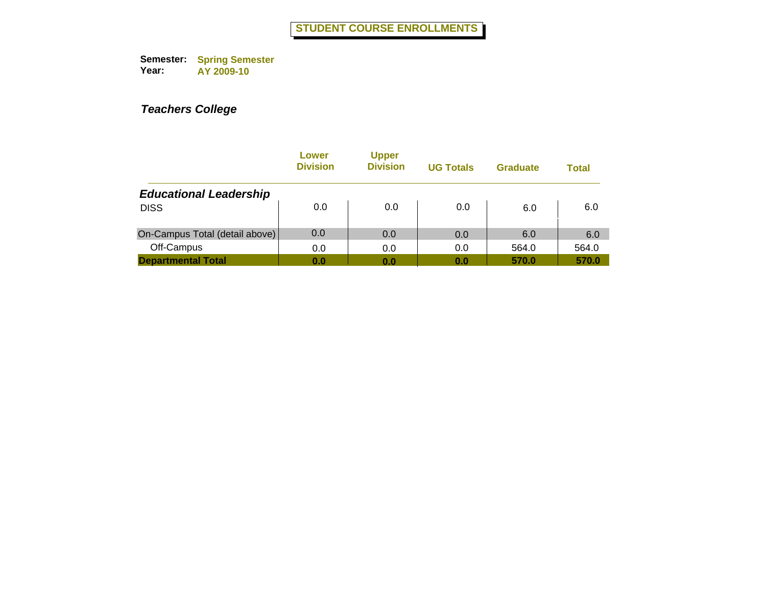# STUDENT COURSE ENROLLMENTS

**Semester:** Spring Semester
**Year:** AY 2009-10

***Teachers College***

| | Lower Division | Upper Division | UG Totals | Graduate | Total |
|---|---|---|---|---|---|
| ***Educational Leadership*** | | | | | |
| DISS | 0.0 | 0.0 | 0.0 | 6.0 | 6.0 |
| On-Campus Total (detail above) | 0.0 | 0.0 | 0.0 | 6.0 | 6.0 |
| Off-Campus | 0.0 | 0.0 | 0.0 | 564.0 | 564.0 |
| **Departmental Total** | **0.0** | **0.0** | **0.0** | **570.0** | **570.0** |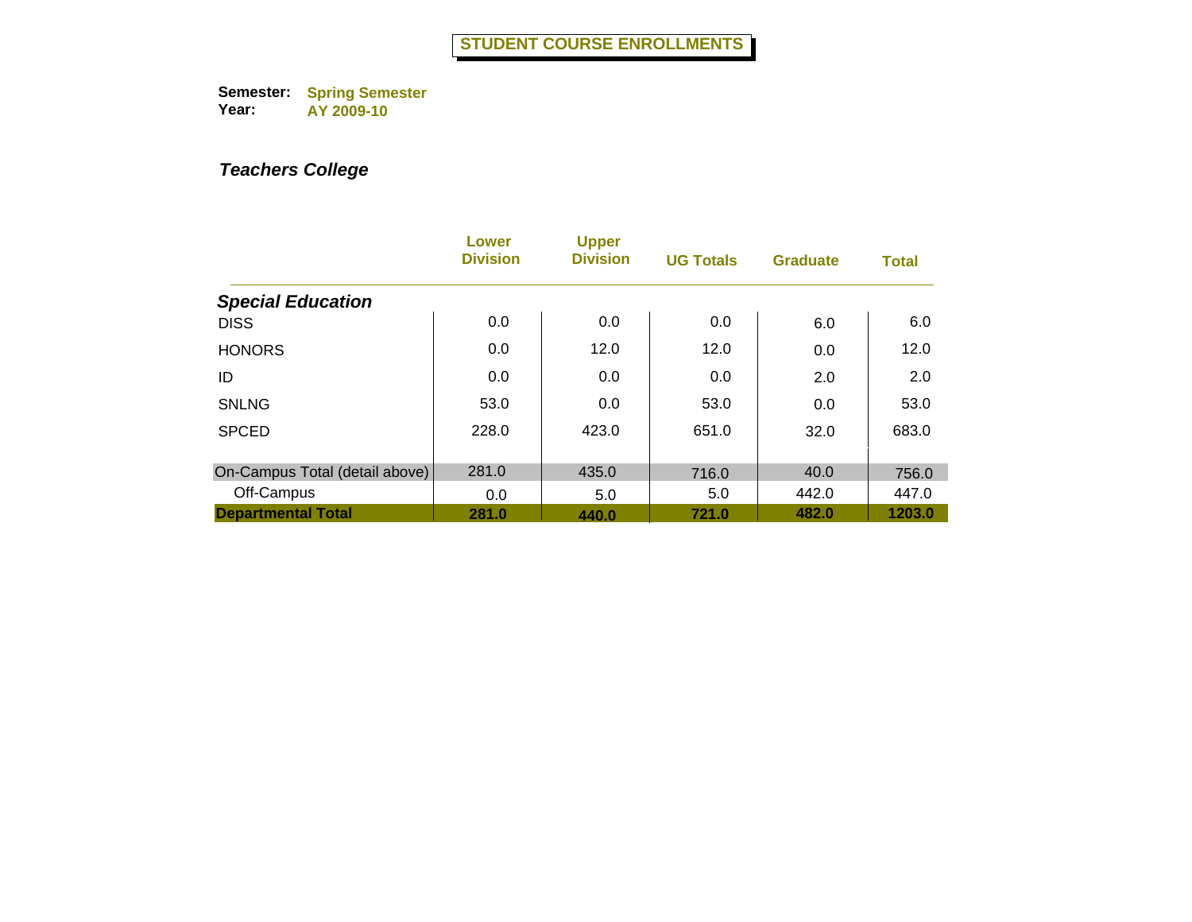# STUDENT COURSE ENROLLMENTS

**Semester:** **Spring Semester**
**Year:** **AY 2009-10**

## *Teachers College*

| | Lower Division | Upper Division | UG Totals | Graduate | Total |
|---|---|---|---|---|---|
| ***Special Education*** | | | | | |
| DISS | 0.0 | 0.0 | 0.0 | 6.0 | 6.0 |
| HONORS | 0.0 | 12.0 | 12.0 | 0.0 | 12.0 |
| ID | 0.0 | 0.0 | 0.0 | 2.0 | 2.0 |
| SNLNG | 53.0 | 0.0 | 53.0 | 0.0 | 53.0 |
| SPCED | 228.0 | 423.0 | 651.0 | 32.0 | 683.0 |
| On-Campus Total (detail above) | 281.0 | 435.0 | 716.0 | 40.0 | 756.0 |
| Off-Campus | 0.0 | 5.0 | 5.0 | 442.0 | 447.0 |
| **Departmental Total** | **281.0** | **440.0** | **721.0** | **482.0** | **1203.0** |